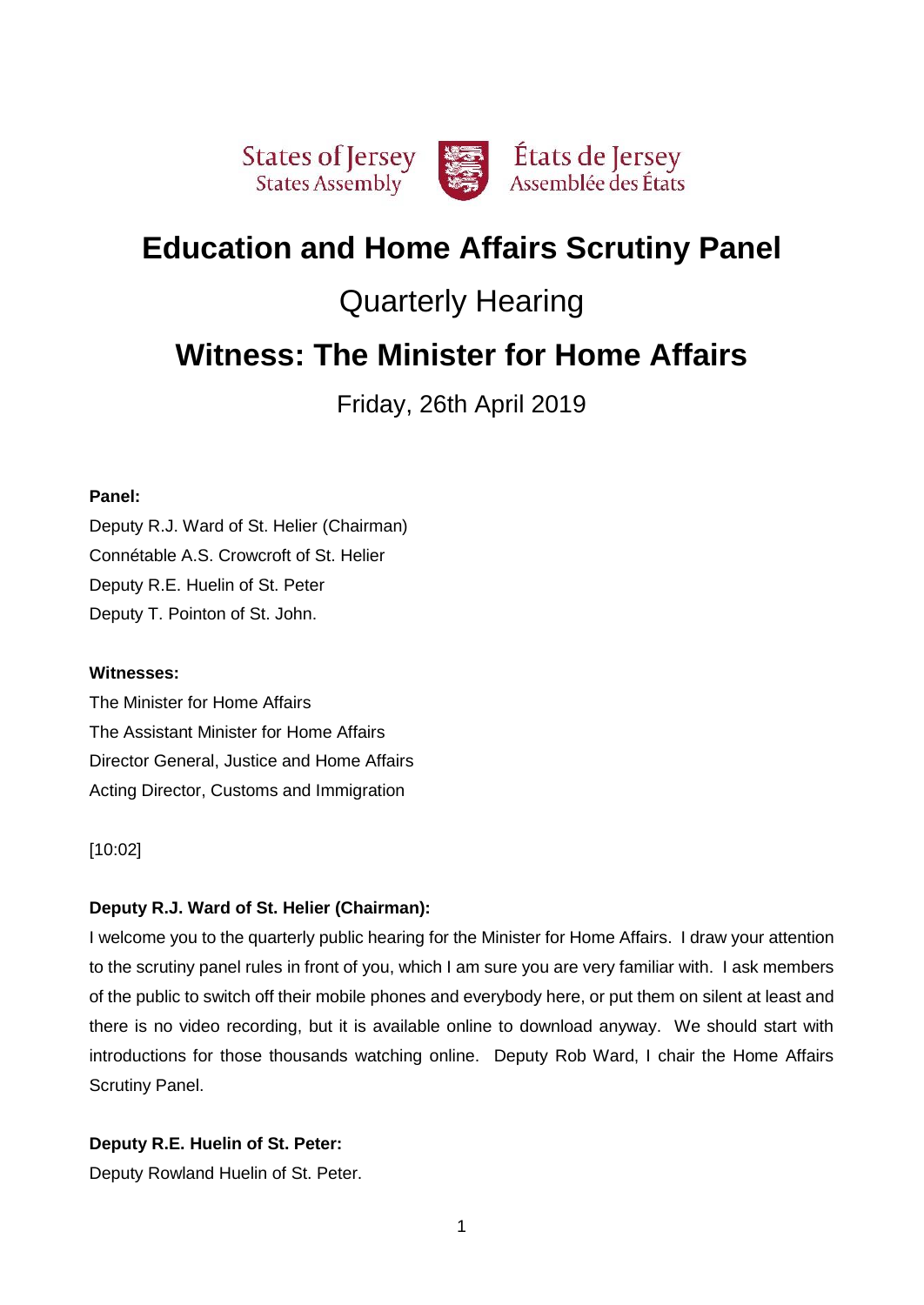States of Jersey
States Assembly

États de Jersey
Assemblée des États

# Education and Home Affairs Scrutiny Panel

## Quarterly Hearing

# Witness: The Minister for Home Affairs

Friday, 26th April 2019

**Panel:**

Deputy R.J. Ward of St. Helier (Chairman)
Connétable A.S. Crowcroft of St. Helier
Deputy R.E. Huelin of St. Peter
Deputy T. Pointon of St. John.

**Witnesses:**

The Minister for Home Affairs
The Assistant Minister for Home Affairs
Director General, Justice and Home Affairs
Acting Director, Customs and Immigration

[10:02]

**Deputy R.J. Ward of St. Helier (Chairman):**

I welcome you to the quarterly public hearing for the Minister for Home Affairs. I draw your attention to the scrutiny panel rules in front of you, which I am sure you are very familiar with. I ask members of the public to switch off their mobile phones and everybody here, or put them on silent at least and there is no video recording, but it is available online to download anyway. We should start with introductions for those thousands watching online. Deputy Rob Ward, I chair the Home Affairs Scrutiny Panel.

**Deputy R.E. Huelin of St. Peter:**

Deputy Rowland Huelin of St. Peter.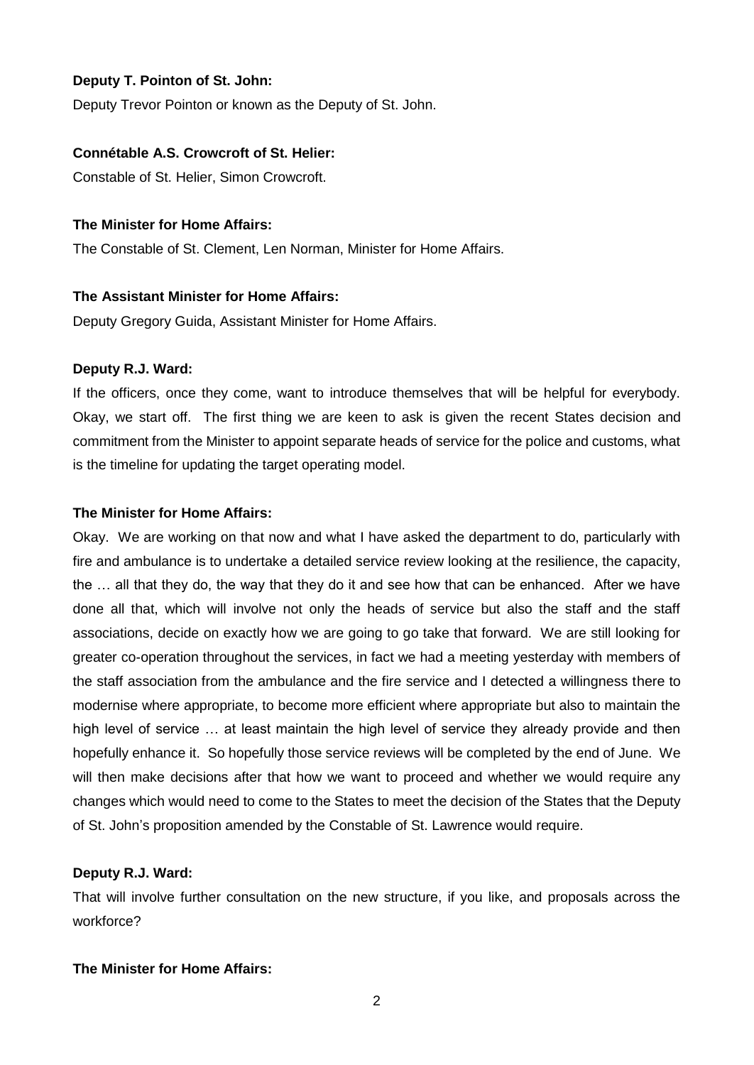**Deputy T. Pointon of St. John:**

Deputy Trevor Pointon or known as the Deputy of St. John.

**Connétable A.S. Crowcroft of St. Helier:**

Constable of St. Helier, Simon Crowcroft.

**The Minister for Home Affairs:**

The Constable of St. Clement, Len Norman, Minister for Home Affairs.

**The Assistant Minister for Home Affairs:**

Deputy Gregory Guida, Assistant Minister for Home Affairs.

**Deputy R.J. Ward:**

If the officers, once they come, want to introduce themselves that will be helpful for everybody. Okay, we start off. The first thing we are keen to ask is given the recent States decision and commitment from the Minister to appoint separate heads of service for the police and customs, what is the timeline for updating the target operating model.

**The Minister for Home Affairs:**

Okay. We are working on that now and what I have asked the department to do, particularly with fire and ambulance is to undertake a detailed service review looking at the resilience, the capacity, the … all that they do, the way that they do it and see how that can be enhanced. After we have done all that, which will involve not only the heads of service but also the staff and the staff associations, decide on exactly how we are going to go take that forward. We are still looking for greater co-operation throughout the services, in fact we had a meeting yesterday with members of the staff association from the ambulance and the fire service and I detected a willingness there to modernise where appropriate, to become more efficient where appropriate but also to maintain the high level of service … at least maintain the high level of service they already provide and then hopefully enhance it. So hopefully those service reviews will be completed by the end of June. We will then make decisions after that how we want to proceed and whether we would require any changes which would need to come to the States to meet the decision of the States that the Deputy of St. John's proposition amended by the Constable of St. Lawrence would require.

**Deputy R.J. Ward:**

That will involve further consultation on the new structure, if you like, and proposals across the workforce?

**The Minister for Home Affairs:**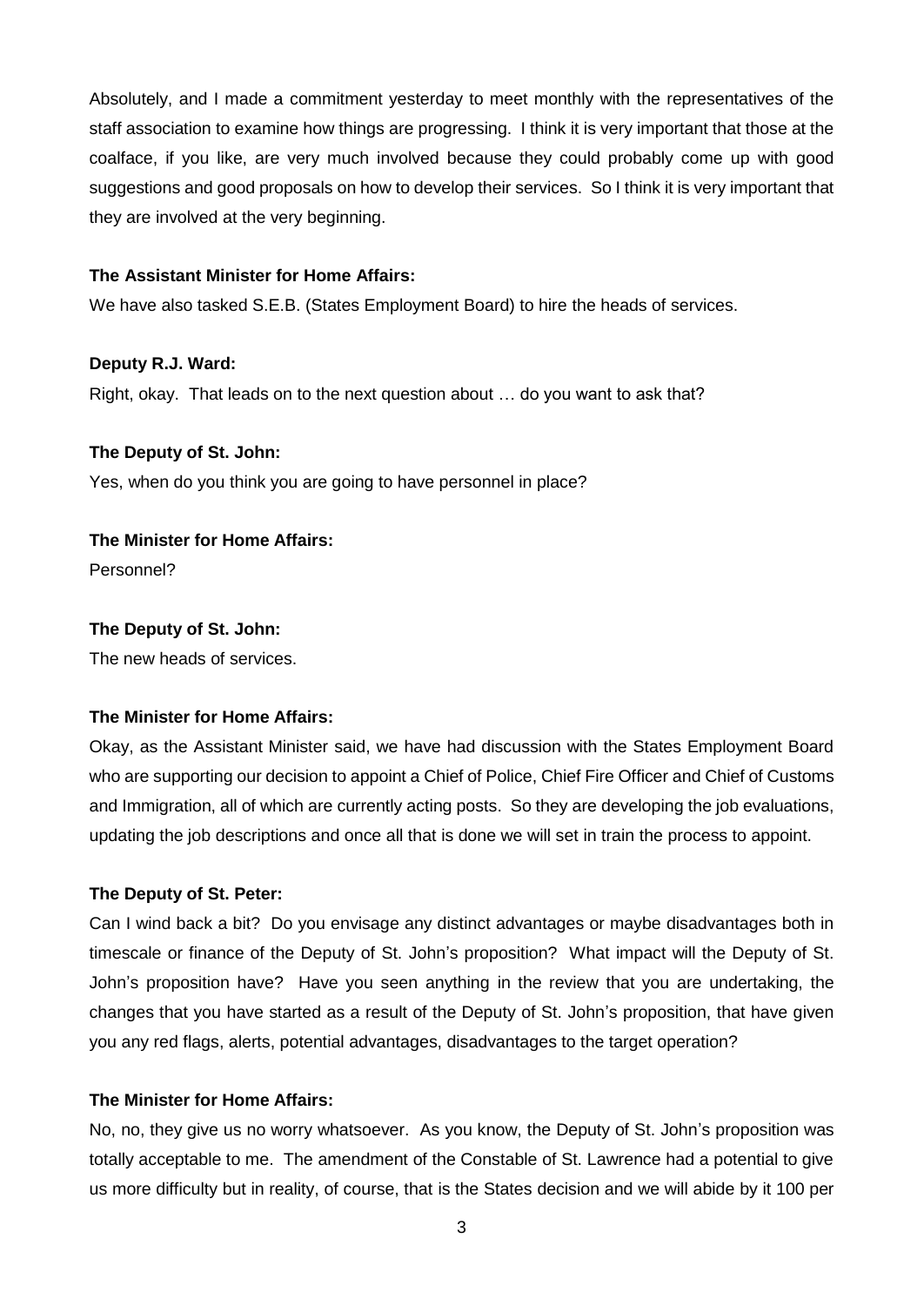Absolutely, and I made a commitment yesterday to meet monthly with the representatives of the staff association to examine how things are progressing. I think it is very important that those at the coalface, if you like, are very much involved because they could probably come up with good suggestions and good proposals on how to develop their services. So I think it is very important that they are involved at the very beginning.

**The Assistant Minister for Home Affairs:**

We have also tasked S.E.B. (States Employment Board) to hire the heads of services.

**Deputy R.J. Ward:**

Right, okay. That leads on to the next question about … do you want to ask that?

**The Deputy of St. John:**

Yes, when do you think you are going to have personnel in place?

**The Minister for Home Affairs:**

Personnel?

**The Deputy of St. John:**

The new heads of services.

**The Minister for Home Affairs:**

Okay, as the Assistant Minister said, we have had discussion with the States Employment Board who are supporting our decision to appoint a Chief of Police, Chief Fire Officer and Chief of Customs and Immigration, all of which are currently acting posts. So they are developing the job evaluations, updating the job descriptions and once all that is done we will set in train the process to appoint.

**The Deputy of St. Peter:**

Can I wind back a bit? Do you envisage any distinct advantages or maybe disadvantages both in timescale or finance of the Deputy of St. John's proposition? What impact will the Deputy of St. John's proposition have? Have you seen anything in the review that you are undertaking, the changes that you have started as a result of the Deputy of St. John's proposition, that have given you any red flags, alerts, potential advantages, disadvantages to the target operation?

**The Minister for Home Affairs:**

No, no, they give us no worry whatsoever. As you know, the Deputy of St. John's proposition was totally acceptable to me. The amendment of the Constable of St. Lawrence had a potential to give us more difficulty but in reality, of course, that is the States decision and we will abide by it 100 per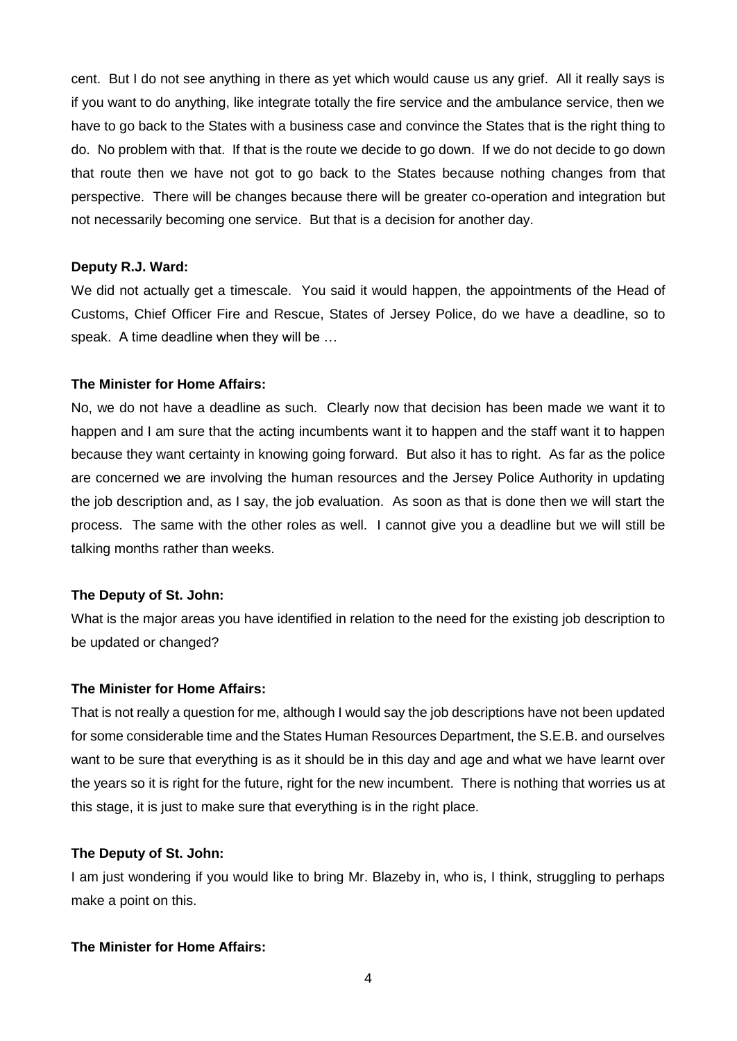cent. But I do not see anything in there as yet which would cause us any grief. All it really says is if you want to do anything, like integrate totally the fire service and the ambulance service, then we have to go back to the States with a business case and convince the States that is the right thing to do. No problem with that. If that is the route we decide to go down. If we do not decide to go down that route then we have not got to go back to the States because nothing changes from that perspective. There will be changes because there will be greater co-operation and integration but not necessarily becoming one service. But that is a decision for another day.

**Deputy R.J. Ward:**

We did not actually get a timescale. You said it would happen, the appointments of the Head of Customs, Chief Officer Fire and Rescue, States of Jersey Police, do we have a deadline, so to speak. A time deadline when they will be …

**The Minister for Home Affairs:**

No, we do not have a deadline as such. Clearly now that decision has been made we want it to happen and I am sure that the acting incumbents want it to happen and the staff want it to happen because they want certainty in knowing going forward. But also it has to right. As far as the police are concerned we are involving the human resources and the Jersey Police Authority in updating the job description and, as I say, the job evaluation. As soon as that is done then we will start the process. The same with the other roles as well. I cannot give you a deadline but we will still be talking months rather than weeks.

**The Deputy of St. John:**

What is the major areas you have identified in relation to the need for the existing job description to be updated or changed?

**The Minister for Home Affairs:**

That is not really a question for me, although I would say the job descriptions have not been updated for some considerable time and the States Human Resources Department, the S.E.B. and ourselves want to be sure that everything is as it should be in this day and age and what we have learnt over the years so it is right for the future, right for the new incumbent. There is nothing that worries us at this stage, it is just to make sure that everything is in the right place.

**The Deputy of St. John:**

I am just wondering if you would like to bring Mr. Blazeby in, who is, I think, struggling to perhaps make a point on this.

**The Minister for Home Affairs:**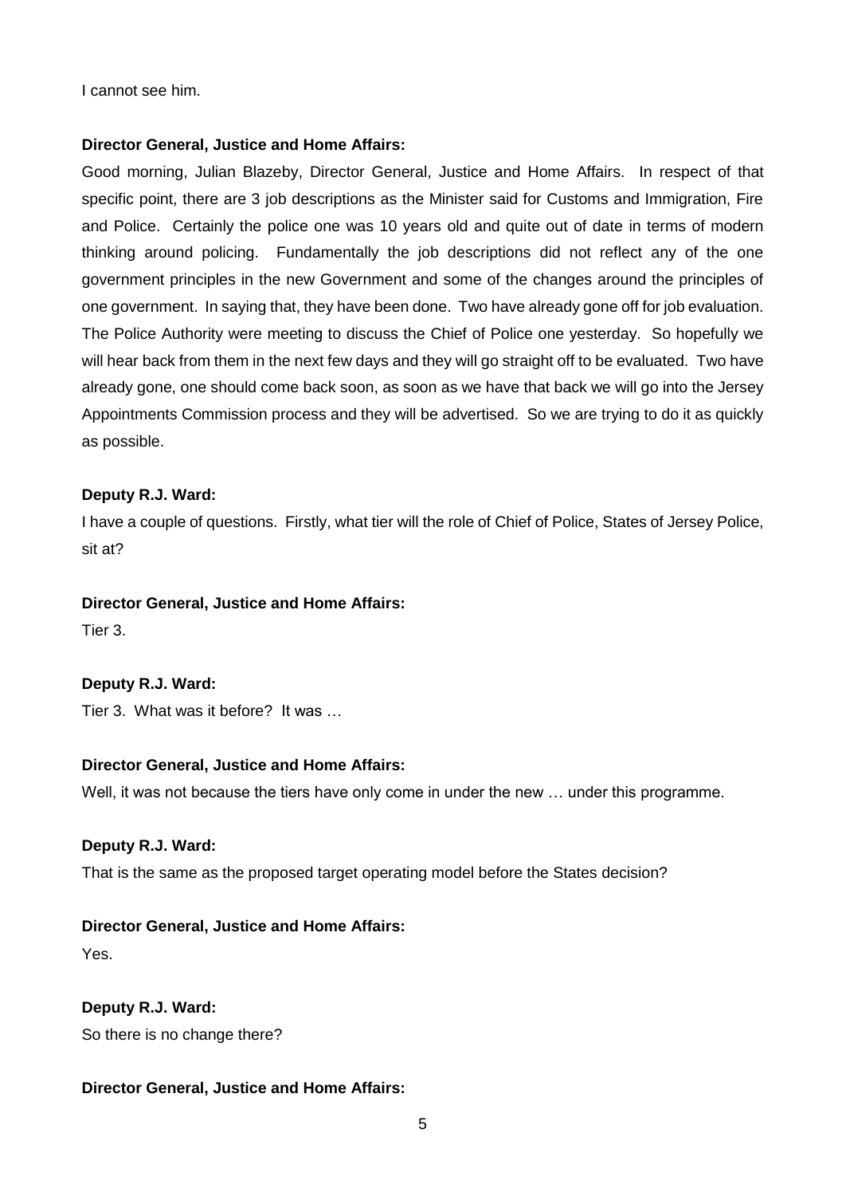I cannot see him.

**Director General, Justice and Home Affairs:**

Good morning, Julian Blazeby, Director General, Justice and Home Affairs. In respect of that specific point, there are 3 job descriptions as the Minister said for Customs and Immigration, Fire and Police. Certainly the police one was 10 years old and quite out of date in terms of modern thinking around policing. Fundamentally the job descriptions did not reflect any of the one government principles in the new Government and some of the changes around the principles of one government. In saying that, they have been done. Two have already gone off for job evaluation. The Police Authority were meeting to discuss the Chief of Police one yesterday. So hopefully we will hear back from them in the next few days and they will go straight off to be evaluated. Two have already gone, one should come back soon, as soon as we have that back we will go into the Jersey Appointments Commission process and they will be advertised. So we are trying to do it as quickly as possible.

**Deputy R.J. Ward:**

I have a couple of questions. Firstly, what tier will the role of Chief of Police, States of Jersey Police, sit at?

**Director General, Justice and Home Affairs:**

Tier 3.

**Deputy R.J. Ward:**

Tier 3. What was it before? It was …

**Director General, Justice and Home Affairs:**

Well, it was not because the tiers have only come in under the new … under this programme.

**Deputy R.J. Ward:**

That is the same as the proposed target operating model before the States decision?

**Director General, Justice and Home Affairs:**

Yes.

**Deputy R.J. Ward:**

So there is no change there?

**Director General, Justice and Home Affairs:**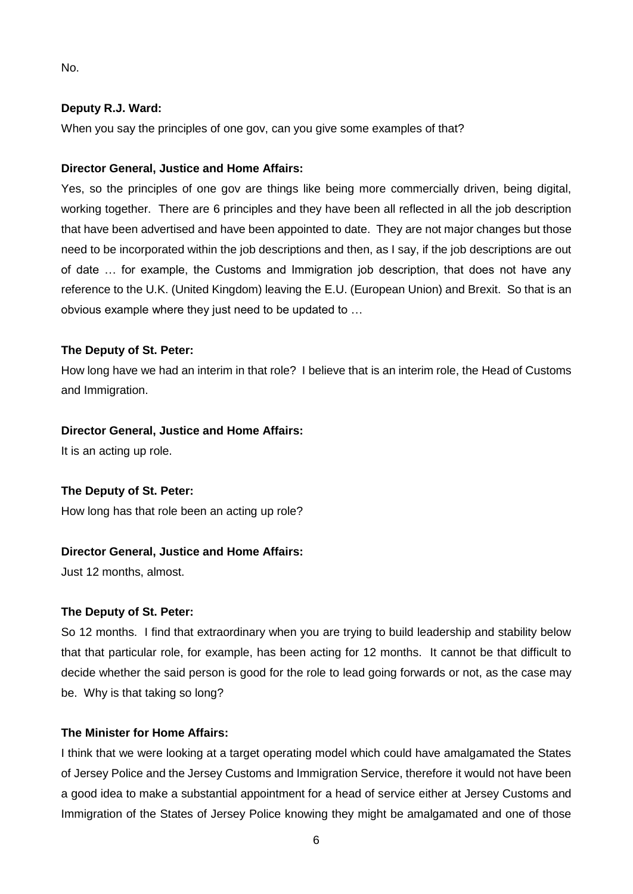No.

**Deputy R.J. Ward:**

When you say the principles of one gov, can you give some examples of that?

**Director General, Justice and Home Affairs:**

Yes, so the principles of one gov are things like being more commercially driven, being digital, working together. There are 6 principles and they have been all reflected in all the job description that have been advertised and have been appointed to date. They are not major changes but those need to be incorporated within the job descriptions and then, as I say, if the job descriptions are out of date … for example, the Customs and Immigration job description, that does not have any reference to the U.K. (United Kingdom) leaving the E.U. (European Union) and Brexit. So that is an obvious example where they just need to be updated to …

**The Deputy of St. Peter:**

How long have we had an interim in that role? I believe that is an interim role, the Head of Customs and Immigration.

**Director General, Justice and Home Affairs:**

It is an acting up role.

**The Deputy of St. Peter:**

How long has that role been an acting up role?

**Director General, Justice and Home Affairs:**

Just 12 months, almost.

**The Deputy of St. Peter:**

So 12 months. I find that extraordinary when you are trying to build leadership and stability below that that particular role, for example, has been acting for 12 months. It cannot be that difficult to decide whether the said person is good for the role to lead going forwards or not, as the case may be. Why is that taking so long?

**The Minister for Home Affairs:**

I think that we were looking at a target operating model which could have amalgamated the States of Jersey Police and the Jersey Customs and Immigration Service, therefore it would not have been a good idea to make a substantial appointment for a head of service either at Jersey Customs and Immigration of the States of Jersey Police knowing they might be amalgamated and one of those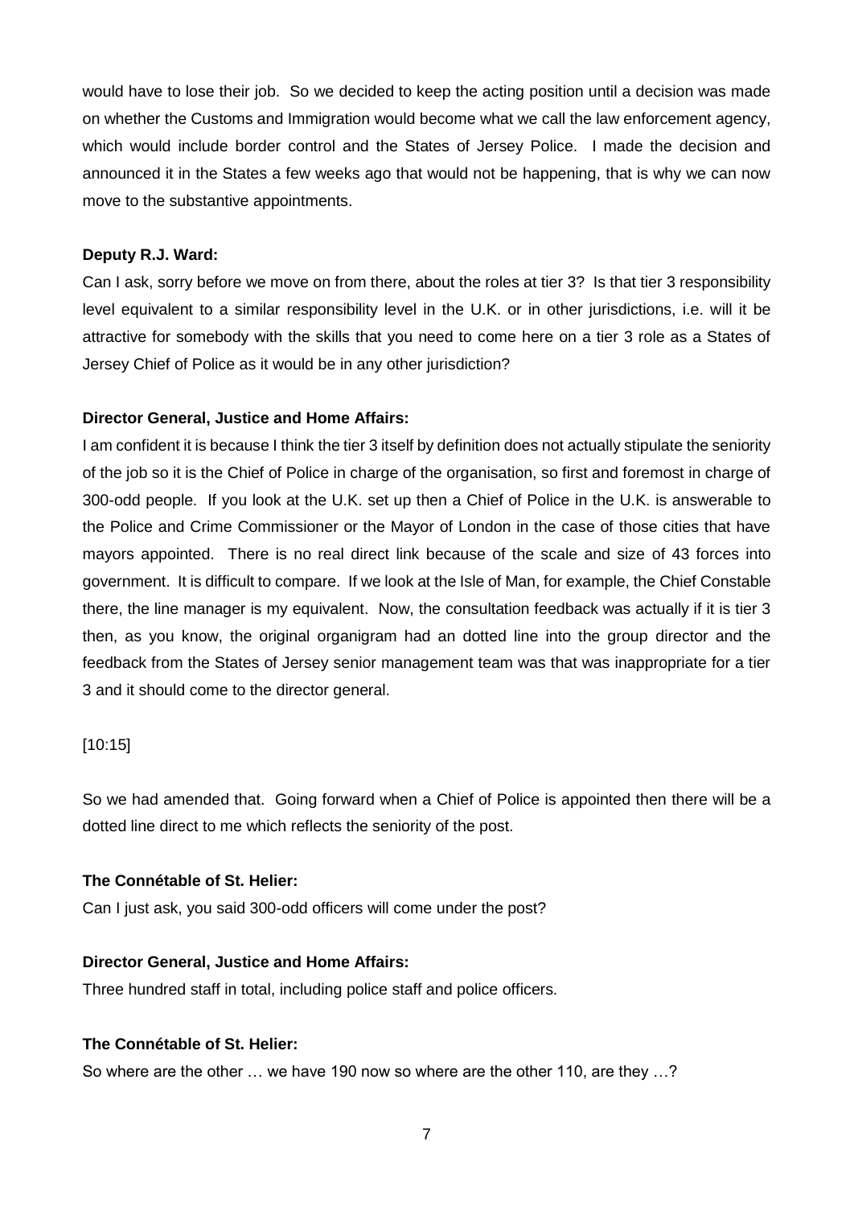would have to lose their job. So we decided to keep the acting position until a decision was made on whether the Customs and Immigration would become what we call the law enforcement agency, which would include border control and the States of Jersey Police. I made the decision and announced it in the States a few weeks ago that would not be happening, that is why we can now move to the substantive appointments.

**Deputy R.J. Ward:**

Can I ask, sorry before we move on from there, about the roles at tier 3? Is that tier 3 responsibility level equivalent to a similar responsibility level in the U.K. or in other jurisdictions, i.e. will it be attractive for somebody with the skills that you need to come here on a tier 3 role as a States of Jersey Chief of Police as it would be in any other jurisdiction?

**Director General, Justice and Home Affairs:**

I am confident it is because I think the tier 3 itself by definition does not actually stipulate the seniority of the job so it is the Chief of Police in charge of the organisation, so first and foremost in charge of 300-odd people. If you look at the U.K. set up then a Chief of Police in the U.K. is answerable to the Police and Crime Commissioner or the Mayor of London in the case of those cities that have mayors appointed. There is no real direct link because of the scale and size of 43 forces into government. It is difficult to compare. If we look at the Isle of Man, for example, the Chief Constable there, the line manager is my equivalent. Now, the consultation feedback was actually if it is tier 3 then, as you know, the original organigram had an dotted line into the group director and the feedback from the States of Jersey senior management team was that was inappropriate for a tier 3 and it should come to the director general.

[10:15]

So we had amended that. Going forward when a Chief of Police is appointed then there will be a dotted line direct to me which reflects the seniority of the post.

**The Connétable of St. Helier:**

Can I just ask, you said 300-odd officers will come under the post?

**Director General, Justice and Home Affairs:**

Three hundred staff in total, including police staff and police officers.

**The Connétable of St. Helier:**

So where are the other … we have 190 now so where are the other 110, are they …?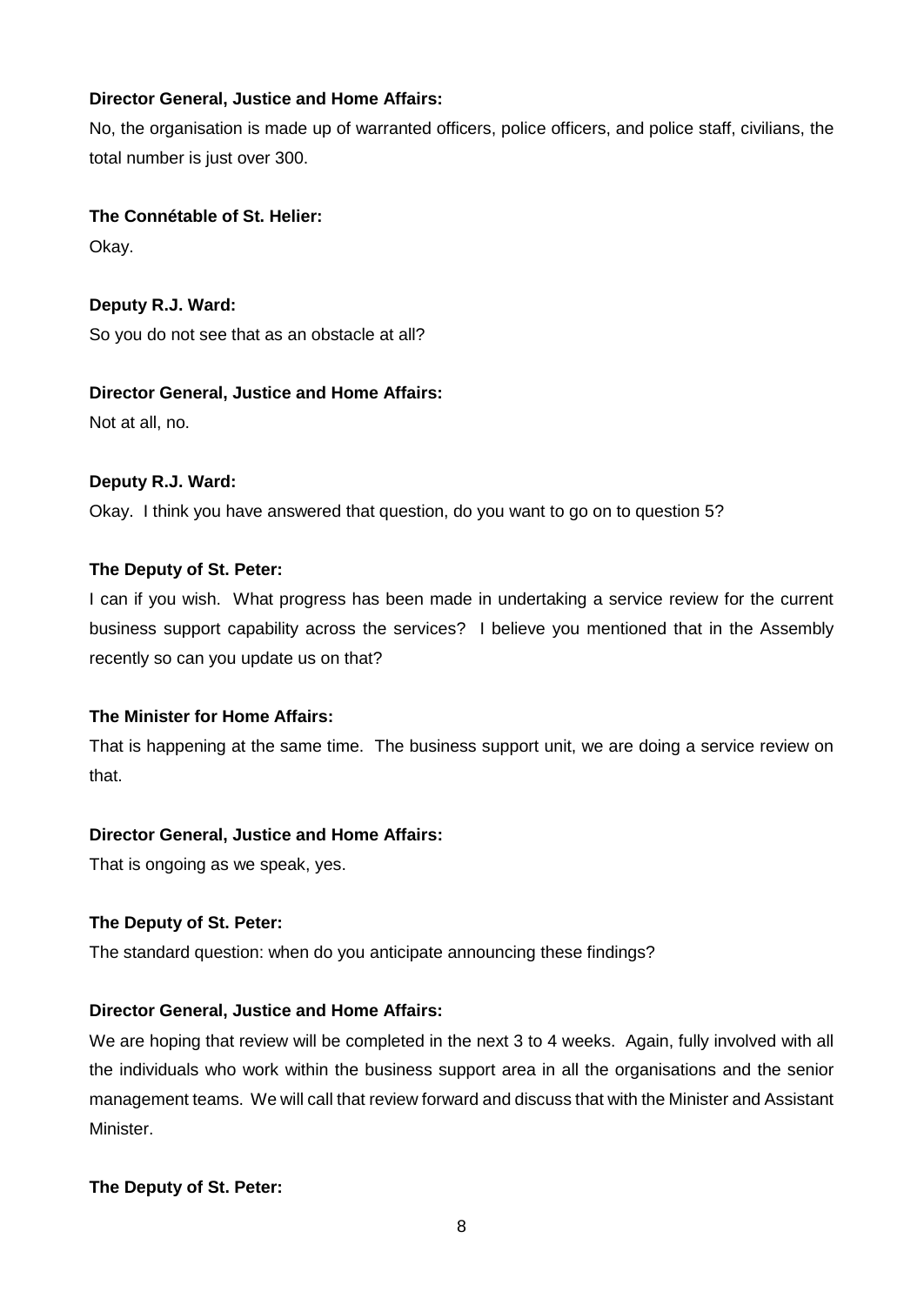**Director General, Justice and Home Affairs:**

No, the organisation is made up of warranted officers, police officers, and police staff, civilians, the total number is just over 300.

**The Connétable of St. Helier:**

Okay.

**Deputy R.J. Ward:**

So you do not see that as an obstacle at all?

**Director General, Justice and Home Affairs:**

Not at all, no.

**Deputy R.J. Ward:**

Okay. I think you have answered that question, do you want to go on to question 5?

**The Deputy of St. Peter:**

I can if you wish. What progress has been made in undertaking a service review for the current business support capability across the services? I believe you mentioned that in the Assembly recently so can you update us on that?

**The Minister for Home Affairs:**

That is happening at the same time. The business support unit, we are doing a service review on that.

**Director General, Justice and Home Affairs:**

That is ongoing as we speak, yes.

**The Deputy of St. Peter:**

The standard question: when do you anticipate announcing these findings?

**Director General, Justice and Home Affairs:**

We are hoping that review will be completed in the next 3 to 4 weeks. Again, fully involved with all the individuals who work within the business support area in all the organisations and the senior management teams. We will call that review forward and discuss that with the Minister and Assistant Minister.

**The Deputy of St. Peter:**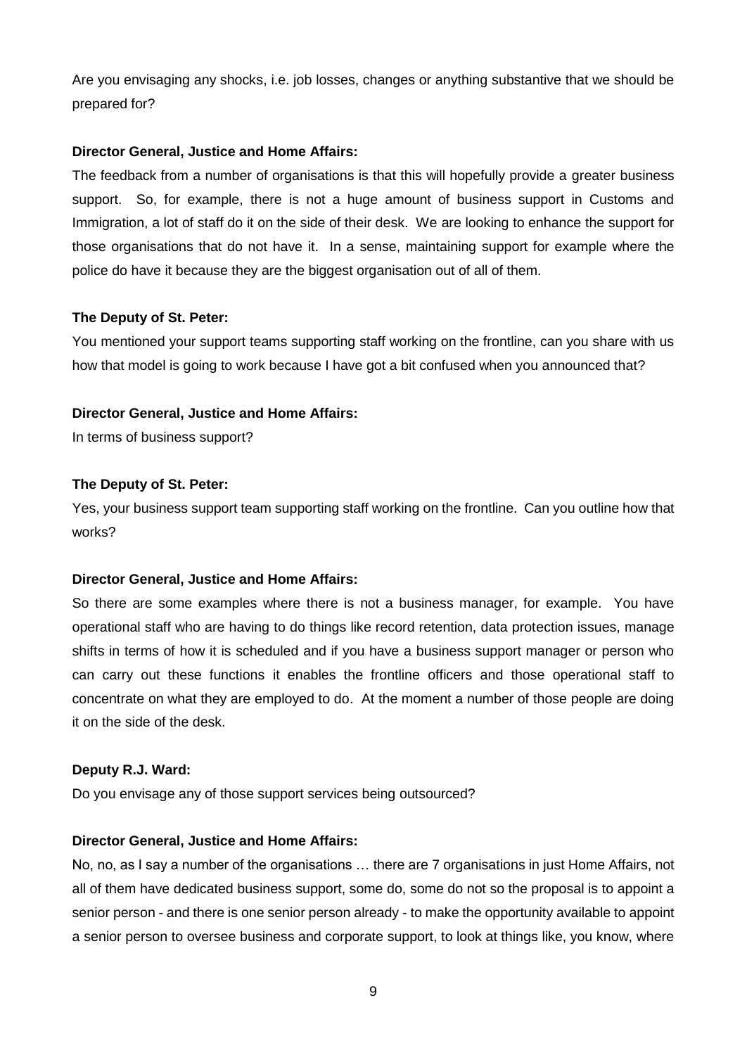Are you envisaging any shocks, i.e. job losses, changes or anything substantive that we should be prepared for?

**Director General, Justice and Home Affairs:**

The feedback from a number of organisations is that this will hopefully provide a greater business support. So, for example, there is not a huge amount of business support in Customs and Immigration, a lot of staff do it on the side of their desk. We are looking to enhance the support for those organisations that do not have it. In a sense, maintaining support for example where the police do have it because they are the biggest organisation out of all of them.

**The Deputy of St. Peter:**

You mentioned your support teams supporting staff working on the frontline, can you share with us how that model is going to work because I have got a bit confused when you announced that?

**Director General, Justice and Home Affairs:**

In terms of business support?

**The Deputy of St. Peter:**

Yes, your business support team supporting staff working on the frontline. Can you outline how that works?

**Director General, Justice and Home Affairs:**

So there are some examples where there is not a business manager, for example. You have operational staff who are having to do things like record retention, data protection issues, manage shifts in terms of how it is scheduled and if you have a business support manager or person who can carry out these functions it enables the frontline officers and those operational staff to concentrate on what they are employed to do. At the moment a number of those people are doing it on the side of the desk.

**Deputy R.J. Ward:**

Do you envisage any of those support services being outsourced?

**Director General, Justice and Home Affairs:**

No, no, as I say a number of the organisations … there are 7 organisations in just Home Affairs, not all of them have dedicated business support, some do, some do not so the proposal is to appoint a senior person - and there is one senior person already - to make the opportunity available to appoint a senior person to oversee business and corporate support, to look at things like, you know, where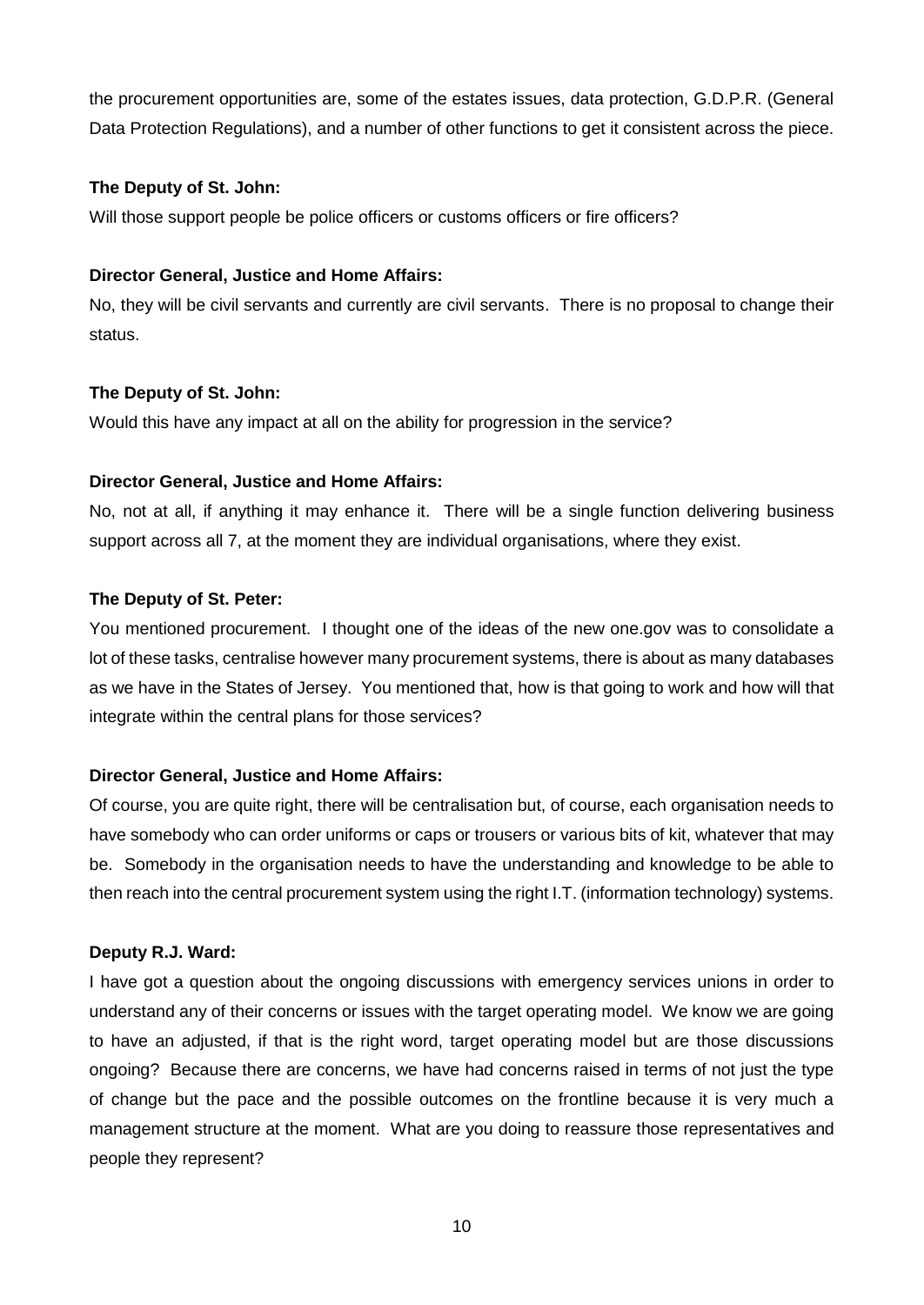the procurement opportunities are, some of the estates issues, data protection, G.D.P.R. (General Data Protection Regulations), and a number of other functions to get it consistent across the piece.

**The Deputy of St. John:**

Will those support people be police officers or customs officers or fire officers?

**Director General, Justice and Home Affairs:**

No, they will be civil servants and currently are civil servants. There is no proposal to change their status.

**The Deputy of St. John:**

Would this have any impact at all on the ability for progression in the service?

**Director General, Justice and Home Affairs:**

No, not at all, if anything it may enhance it. There will be a single function delivering business support across all 7, at the moment they are individual organisations, where they exist.

**The Deputy of St. Peter:**

You mentioned procurement. I thought one of the ideas of the new one.gov was to consolidate a lot of these tasks, centralise however many procurement systems, there is about as many databases as we have in the States of Jersey. You mentioned that, how is that going to work and how will that integrate within the central plans for those services?

**Director General, Justice and Home Affairs:**

Of course, you are quite right, there will be centralisation but, of course, each organisation needs to have somebody who can order uniforms or caps or trousers or various bits of kit, whatever that may be. Somebody in the organisation needs to have the understanding and knowledge to be able to then reach into the central procurement system using the right I.T. (information technology) systems.

**Deputy R.J. Ward:**

I have got a question about the ongoing discussions with emergency services unions in order to understand any of their concerns or issues with the target operating model. We know we are going to have an adjusted, if that is the right word, target operating model but are those discussions ongoing? Because there are concerns, we have had concerns raised in terms of not just the type of change but the pace and the possible outcomes on the frontline because it is very much a management structure at the moment. What are you doing to reassure those representatives and people they represent?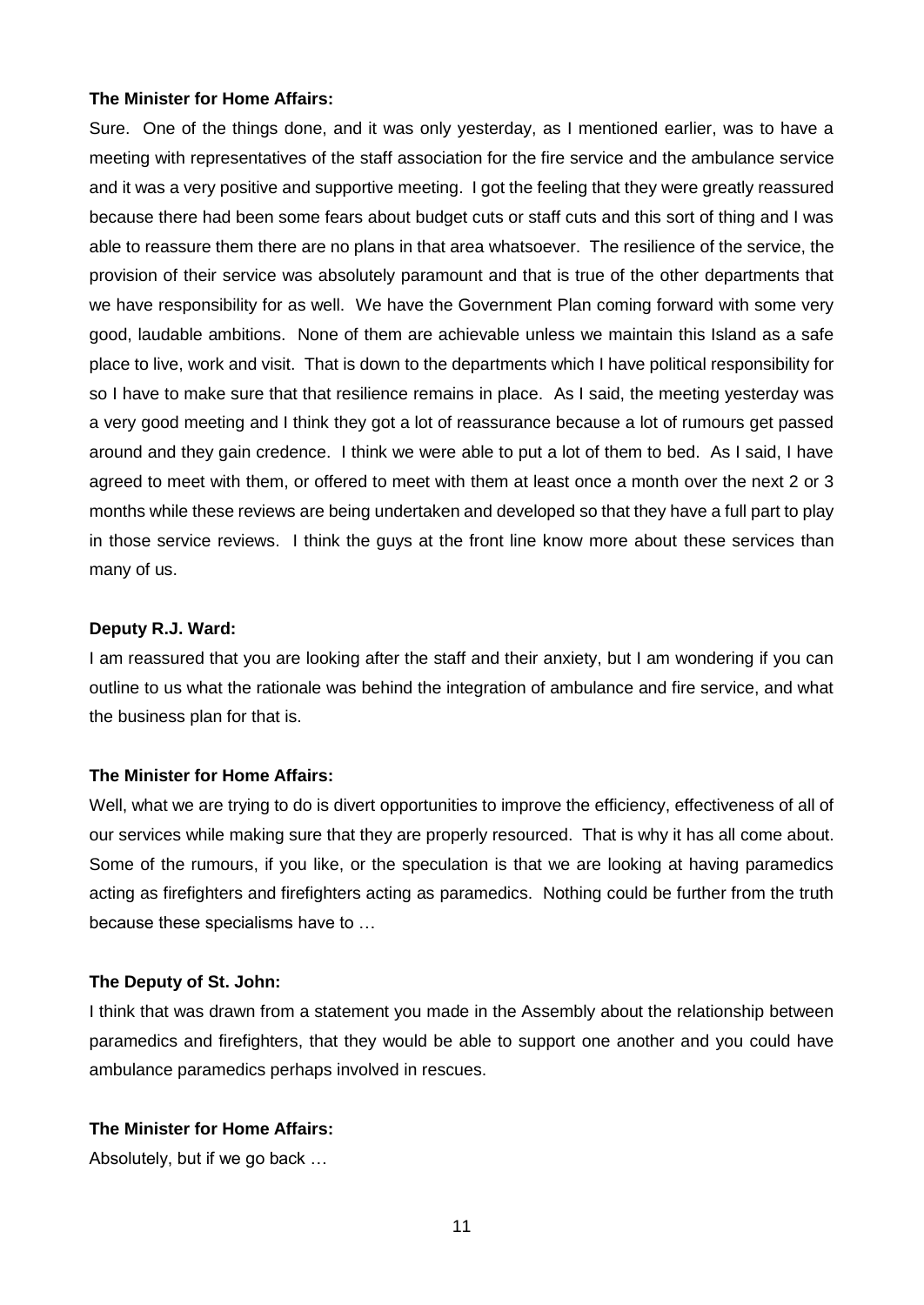**The Minister for Home Affairs:**

Sure. One of the things done, and it was only yesterday, as I mentioned earlier, was to have a meeting with representatives of the staff association for the fire service and the ambulance service and it was a very positive and supportive meeting. I got the feeling that they were greatly reassured because there had been some fears about budget cuts or staff cuts and this sort of thing and I was able to reassure them there are no plans in that area whatsoever. The resilience of the service, the provision of their service was absolutely paramount and that is true of the other departments that we have responsibility for as well. We have the Government Plan coming forward with some very good, laudable ambitions. None of them are achievable unless we maintain this Island as a safe place to live, work and visit. That is down to the departments which I have political responsibility for so I have to make sure that that resilience remains in place. As I said, the meeting yesterday was a very good meeting and I think they got a lot of reassurance because a lot of rumours get passed around and they gain credence. I think we were able to put a lot of them to bed. As I said, I have agreed to meet with them, or offered to meet with them at least once a month over the next 2 or 3 months while these reviews are being undertaken and developed so that they have a full part to play in those service reviews. I think the guys at the front line know more about these services than many of us.

**Deputy R.J. Ward:**

I am reassured that you are looking after the staff and their anxiety, but I am wondering if you can outline to us what the rationale was behind the integration of ambulance and fire service, and what the business plan for that is.

**The Minister for Home Affairs:**

Well, what we are trying to do is divert opportunities to improve the efficiency, effectiveness of all of our services while making sure that they are properly resourced. That is why it has all come about. Some of the rumours, if you like, or the speculation is that we are looking at having paramedics acting as firefighters and firefighters acting as paramedics. Nothing could be further from the truth because these specialisms have to …

**The Deputy of St. John:**

I think that was drawn from a statement you made in the Assembly about the relationship between paramedics and firefighters, that they would be able to support one another and you could have ambulance paramedics perhaps involved in rescues.

**The Minister for Home Affairs:**

Absolutely, but if we go back …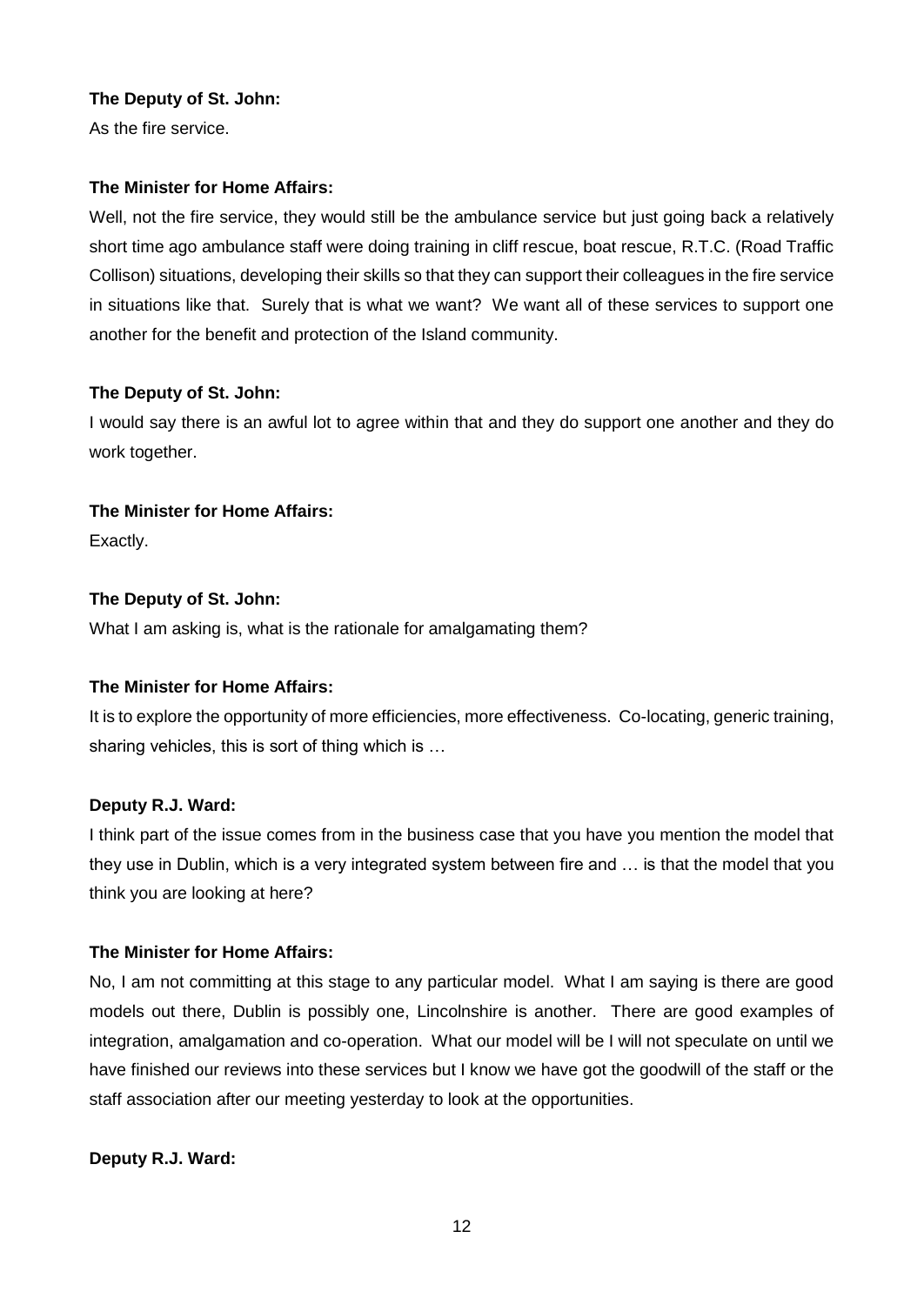**The Deputy of St. John:**

As the fire service.

**The Minister for Home Affairs:**

Well, not the fire service, they would still be the ambulance service but just going back a relatively short time ago ambulance staff were doing training in cliff rescue, boat rescue, R.T.C. (Road Traffic Collison) situations, developing their skills so that they can support their colleagues in the fire service in situations like that. Surely that is what we want? We want all of these services to support one another for the benefit and protection of the Island community.

**The Deputy of St. John:**

I would say there is an awful lot to agree within that and they do support one another and they do work together.

**The Minister for Home Affairs:**

Exactly.

**The Deputy of St. John:**

What I am asking is, what is the rationale for amalgamating them?

**The Minister for Home Affairs:**

It is to explore the opportunity of more efficiencies, more effectiveness. Co-locating, generic training, sharing vehicles, this is sort of thing which is …

**Deputy R.J. Ward:**

I think part of the issue comes from in the business case that you have you mention the model that they use in Dublin, which is a very integrated system between fire and … is that the model that you think you are looking at here?

**The Minister for Home Affairs:**

No, I am not committing at this stage to any particular model. What I am saying is there are good models out there, Dublin is possibly one, Lincolnshire is another. There are good examples of integration, amalgamation and co-operation. What our model will be I will not speculate on until we have finished our reviews into these services but I know we have got the goodwill of the staff or the staff association after our meeting yesterday to look at the opportunities.

**Deputy R.J. Ward:**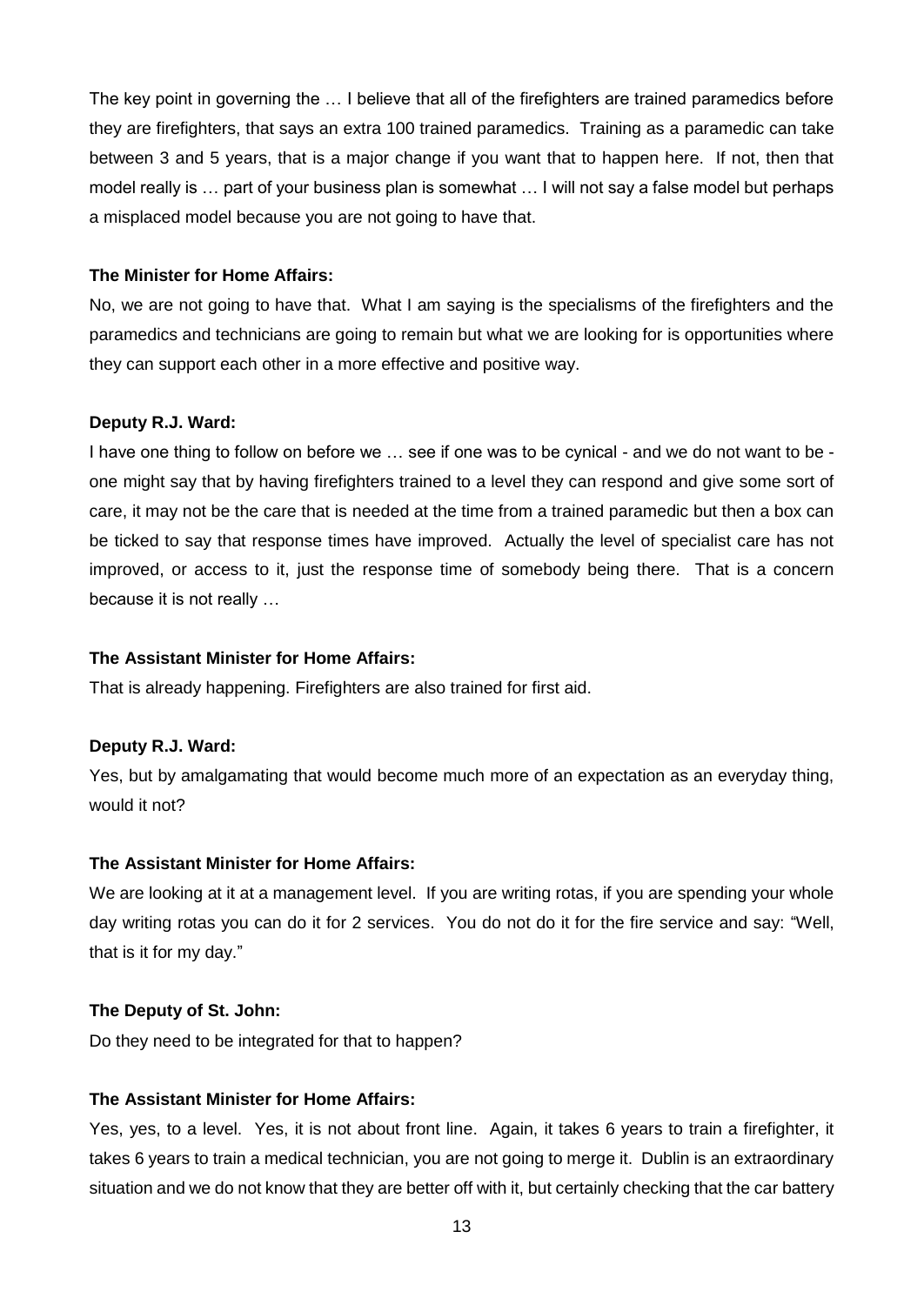The key point in governing the … I believe that all of the firefighters are trained paramedics before they are firefighters, that says an extra 100 trained paramedics. Training as a paramedic can take between 3 and 5 years, that is a major change if you want that to happen here. If not, then that model really is … part of your business plan is somewhat … I will not say a false model but perhaps a misplaced model because you are not going to have that.

**The Minister for Home Affairs:**

No, we are not going to have that. What I am saying is the specialisms of the firefighters and the paramedics and technicians are going to remain but what we are looking for is opportunities where they can support each other in a more effective and positive way.

**Deputy R.J. Ward:**

I have one thing to follow on before we … see if one was to be cynical - and we do not want to be - one might say that by having firefighters trained to a level they can respond and give some sort of care, it may not be the care that is needed at the time from a trained paramedic but then a box can be ticked to say that response times have improved. Actually the level of specialist care has not improved, or access to it, just the response time of somebody being there. That is a concern because it is not really …

**The Assistant Minister for Home Affairs:**

That is already happening. Firefighters are also trained for first aid.

**Deputy R.J. Ward:**

Yes, but by amalgamating that would become much more of an expectation as an everyday thing, would it not?

**The Assistant Minister for Home Affairs:**

We are looking at it at a management level. If you are writing rotas, if you are spending your whole day writing rotas you can do it for 2 services. You do not do it for the fire service and say: "Well, that is it for my day."

**The Deputy of St. John:**

Do they need to be integrated for that to happen?

**The Assistant Minister for Home Affairs:**

Yes, yes, to a level. Yes, it is not about front line. Again, it takes 6 years to train a firefighter, it takes 6 years to train a medical technician, you are not going to merge it. Dublin is an extraordinary situation and we do not know that they are better off with it, but certainly checking that the car battery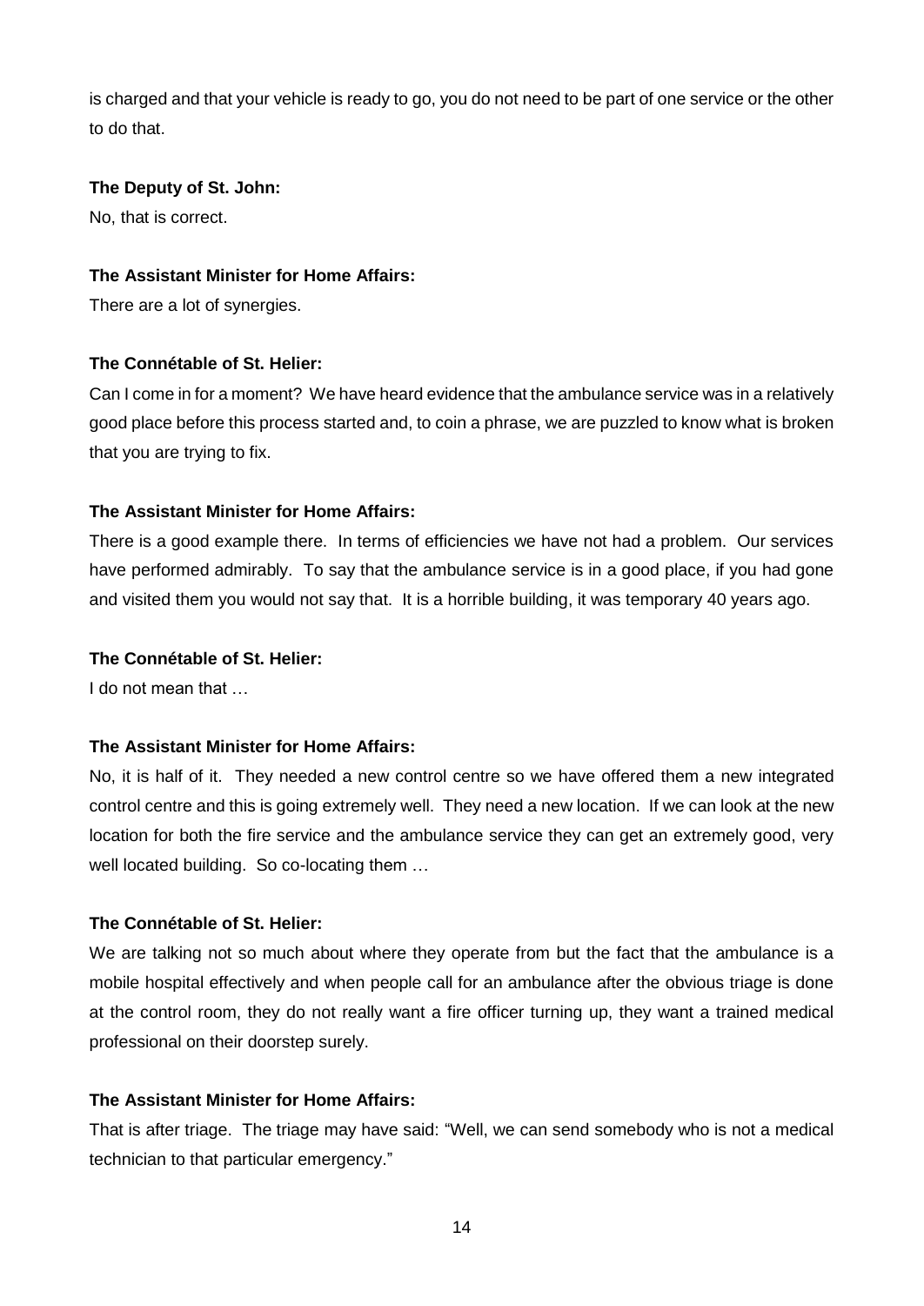is charged and that your vehicle is ready to go, you do not need to be part of one service or the other to do that.

**The Deputy of St. John:**

No, that is correct.

**The Assistant Minister for Home Affairs:**

There are a lot of synergies.

**The Connétable of St. Helier:**

Can I come in for a moment? We have heard evidence that the ambulance service was in a relatively good place before this process started and, to coin a phrase, we are puzzled to know what is broken that you are trying to fix.

**The Assistant Minister for Home Affairs:**

There is a good example there. In terms of efficiencies we have not had a problem. Our services have performed admirably. To say that the ambulance service is in a good place, if you had gone and visited them you would not say that. It is a horrible building, it was temporary 40 years ago.

**The Connétable of St. Helier:**

I do not mean that …

**The Assistant Minister for Home Affairs:**

No, it is half of it. They needed a new control centre so we have offered them a new integrated control centre and this is going extremely well. They need a new location. If we can look at the new location for both the fire service and the ambulance service they can get an extremely good, very well located building. So co-locating them …

**The Connétable of St. Helier:**

We are talking not so much about where they operate from but the fact that the ambulance is a mobile hospital effectively and when people call for an ambulance after the obvious triage is done at the control room, they do not really want a fire officer turning up, they want a trained medical professional on their doorstep surely.

**The Assistant Minister for Home Affairs:**

That is after triage. The triage may have said: "Well, we can send somebody who is not a medical technician to that particular emergency."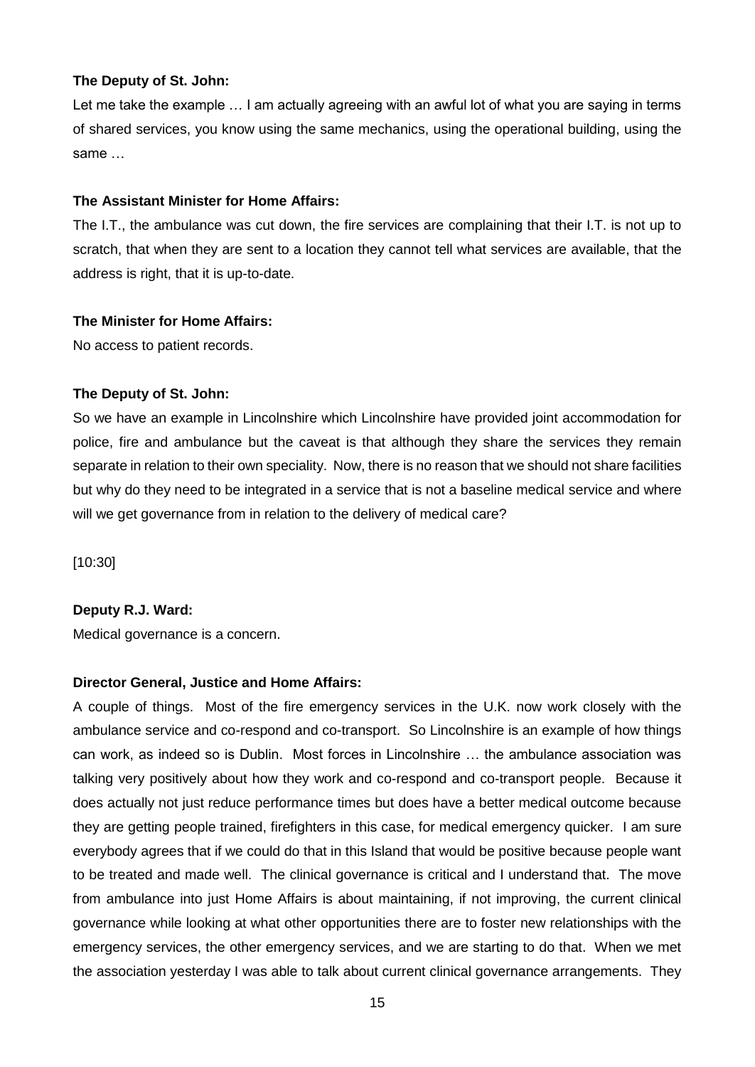**The Deputy of St. John:**

Let me take the example … I am actually agreeing with an awful lot of what you are saying in terms of shared services, you know using the same mechanics, using the operational building, using the same …

**The Assistant Minister for Home Affairs:**

The I.T., the ambulance was cut down, the fire services are complaining that their I.T. is not up to scratch, that when they are sent to a location they cannot tell what services are available, that the address is right, that it is up-to-date.

**The Minister for Home Affairs:**

No access to patient records.

**The Deputy of St. John:**

So we have an example in Lincolnshire which Lincolnshire have provided joint accommodation for police, fire and ambulance but the caveat is that although they share the services they remain separate in relation to their own speciality. Now, there is no reason that we should not share facilities but why do they need to be integrated in a service that is not a baseline medical service and where will we get governance from in relation to the delivery of medical care?

[10:30]

**Deputy R.J. Ward:**

Medical governance is a concern.

**Director General, Justice and Home Affairs:**

A couple of things. Most of the fire emergency services in the U.K. now work closely with the ambulance service and co-respond and co-transport. So Lincolnshire is an example of how things can work, as indeed so is Dublin. Most forces in Lincolnshire … the ambulance association was talking very positively about how they work and co-respond and co-transport people. Because it does actually not just reduce performance times but does have a better medical outcome because they are getting people trained, firefighters in this case, for medical emergency quicker. I am sure everybody agrees that if we could do that in this Island that would be positive because people want to be treated and made well. The clinical governance is critical and I understand that. The move from ambulance into just Home Affairs is about maintaining, if not improving, the current clinical governance while looking at what other opportunities there are to foster new relationships with the emergency services, the other emergency services, and we are starting to do that. When we met the association yesterday I was able to talk about current clinical governance arrangements. They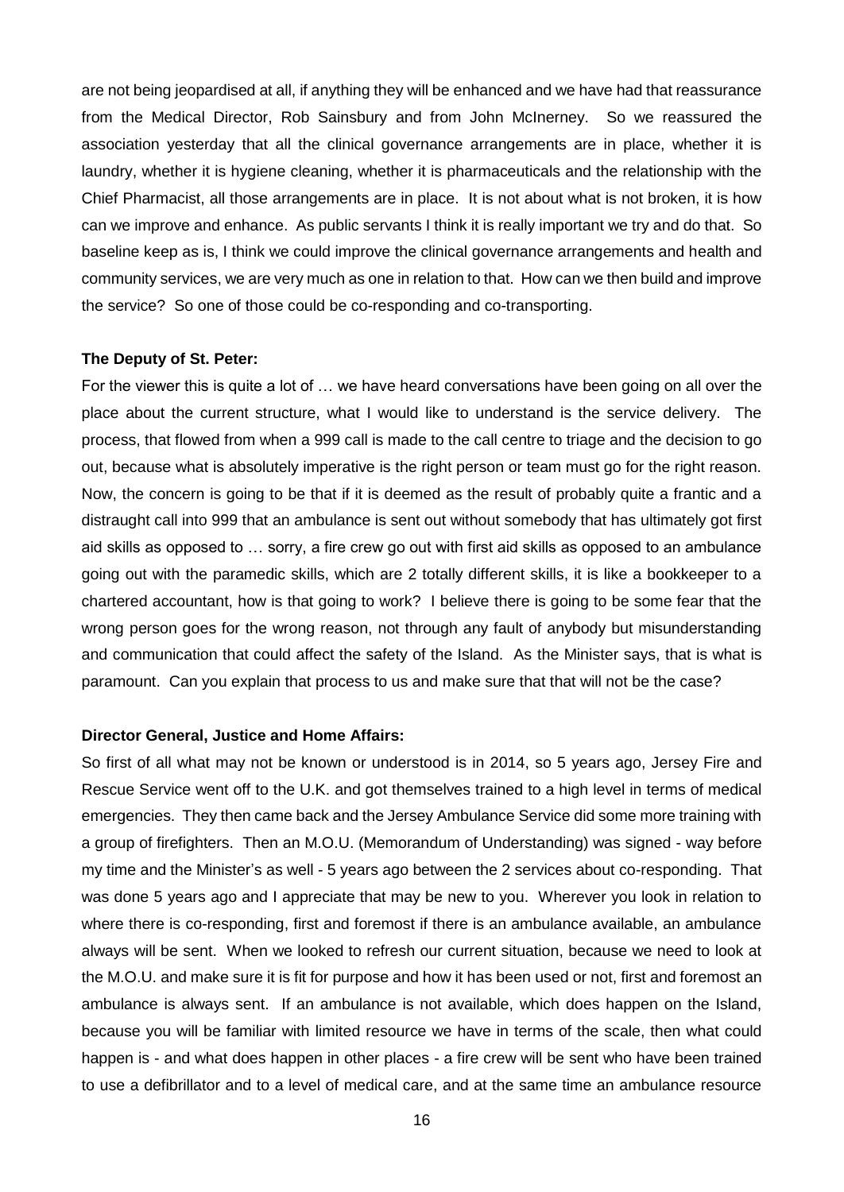are not being jeopardised at all, if anything they will be enhanced and we have had that reassurance from the Medical Director, Rob Sainsbury and from John McInerney. So we reassured the association yesterday that all the clinical governance arrangements are in place, whether it is laundry, whether it is hygiene cleaning, whether it is pharmaceuticals and the relationship with the Chief Pharmacist, all those arrangements are in place. It is not about what is not broken, it is how can we improve and enhance. As public servants I think it is really important we try and do that. So baseline keep as is, I think we could improve the clinical governance arrangements and health and community services, we are very much as one in relation to that. How can we then build and improve the service? So one of those could be co-responding and co-transporting.

**The Deputy of St. Peter:**

For the viewer this is quite a lot of … we have heard conversations have been going on all over the place about the current structure, what I would like to understand is the service delivery. The process, that flowed from when a 999 call is made to the call centre to triage and the decision to go out, because what is absolutely imperative is the right person or team must go for the right reason. Now, the concern is going to be that if it is deemed as the result of probably quite a frantic and a distraught call into 999 that an ambulance is sent out without somebody that has ultimately got first aid skills as opposed to … sorry, a fire crew go out with first aid skills as opposed to an ambulance going out with the paramedic skills, which are 2 totally different skills, it is like a bookkeeper to a chartered accountant, how is that going to work? I believe there is going to be some fear that the wrong person goes for the wrong reason, not through any fault of anybody but misunderstanding and communication that could affect the safety of the Island. As the Minister says, that is what is paramount. Can you explain that process to us and make sure that that will not be the case?

**Director General, Justice and Home Affairs:**

So first of all what may not be known or understood is in 2014, so 5 years ago, Jersey Fire and Rescue Service went off to the U.K. and got themselves trained to a high level in terms of medical emergencies. They then came back and the Jersey Ambulance Service did some more training with a group of firefighters. Then an M.O.U. (Memorandum of Understanding) was signed - way before my time and the Minister's as well - 5 years ago between the 2 services about co-responding. That was done 5 years ago and I appreciate that may be new to you. Wherever you look in relation to where there is co-responding, first and foremost if there is an ambulance available, an ambulance always will be sent. When we looked to refresh our current situation, because we need to look at the M.O.U. and make sure it is fit for purpose and how it has been used or not, first and foremost an ambulance is always sent. If an ambulance is not available, which does happen on the Island, because you will be familiar with limited resource we have in terms of the scale, then what could happen is - and what does happen in other places - a fire crew will be sent who have been trained to use a defibrillator and to a level of medical care, and at the same time an ambulance resource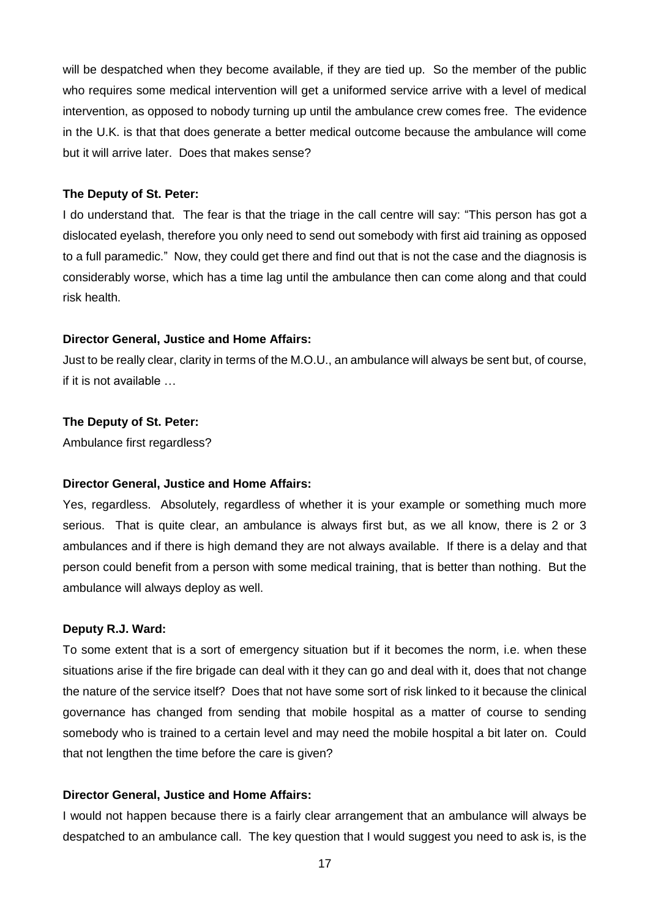will be despatched when they become available, if they are tied up. So the member of the public who requires some medical intervention will get a uniformed service arrive with a level of medical intervention, as opposed to nobody turning up until the ambulance crew comes free. The evidence in the U.K. is that that does generate a better medical outcome because the ambulance will come but it will arrive later. Does that makes sense?

**The Deputy of St. Peter:**

I do understand that. The fear is that the triage in the call centre will say: "This person has got a dislocated eyelash, therefore you only need to send out somebody with first aid training as opposed to a full paramedic." Now, they could get there and find out that is not the case and the diagnosis is considerably worse, which has a time lag until the ambulance then can come along and that could risk health.

**Director General, Justice and Home Affairs:**

Just to be really clear, clarity in terms of the M.O.U., an ambulance will always be sent but, of course, if it is not available …

**The Deputy of St. Peter:**

Ambulance first regardless?

**Director General, Justice and Home Affairs:**

Yes, regardless. Absolutely, regardless of whether it is your example or something much more serious. That is quite clear, an ambulance is always first but, as we all know, there is 2 or 3 ambulances and if there is high demand they are not always available. If there is a delay and that person could benefit from a person with some medical training, that is better than nothing. But the ambulance will always deploy as well.

**Deputy R.J. Ward:**

To some extent that is a sort of emergency situation but if it becomes the norm, i.e. when these situations arise if the fire brigade can deal with it they can go and deal with it, does that not change the nature of the service itself? Does that not have some sort of risk linked to it because the clinical governance has changed from sending that mobile hospital as a matter of course to sending somebody who is trained to a certain level and may need the mobile hospital a bit later on. Could that not lengthen the time before the care is given?

**Director General, Justice and Home Affairs:**

I would not happen because there is a fairly clear arrangement that an ambulance will always be despatched to an ambulance call. The key question that I would suggest you need to ask is, is the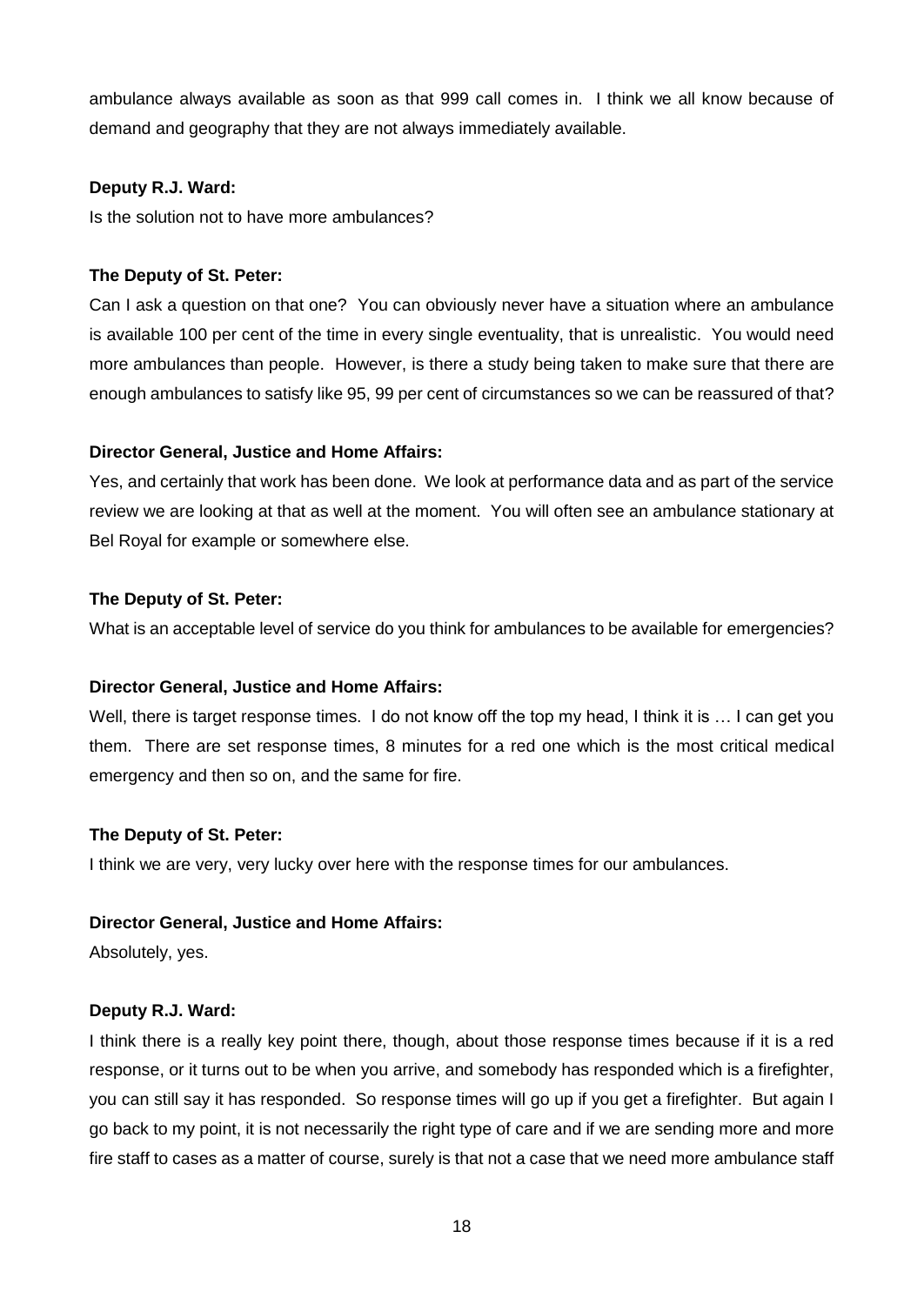ambulance always available as soon as that 999 call comes in. I think we all know because of demand and geography that they are not always immediately available.

**Deputy R.J. Ward:**

Is the solution not to have more ambulances?

**The Deputy of St. Peter:**

Can I ask a question on that one? You can obviously never have a situation where an ambulance is available 100 per cent of the time in every single eventuality, that is unrealistic. You would need more ambulances than people. However, is there a study being taken to make sure that there are enough ambulances to satisfy like 95, 99 per cent of circumstances so we can be reassured of that?

**Director General, Justice and Home Affairs:**

Yes, and certainly that work has been done. We look at performance data and as part of the service review we are looking at that as well at the moment. You will often see an ambulance stationary at Bel Royal for example or somewhere else.

**The Deputy of St. Peter:**

What is an acceptable level of service do you think for ambulances to be available for emergencies?

**Director General, Justice and Home Affairs:**

Well, there is target response times. I do not know off the top my head, I think it is … I can get you them. There are set response times, 8 minutes for a red one which is the most critical medical emergency and then so on, and the same for fire.

**The Deputy of St. Peter:**

I think we are very, very lucky over here with the response times for our ambulances.

**Director General, Justice and Home Affairs:**

Absolutely, yes.

**Deputy R.J. Ward:**

I think there is a really key point there, though, about those response times because if it is a red response, or it turns out to be when you arrive, and somebody has responded which is a firefighter, you can still say it has responded. So response times will go up if you get a firefighter. But again I go back to my point, it is not necessarily the right type of care and if we are sending more and more fire staff to cases as a matter of course, surely is that not a case that we need more ambulance staff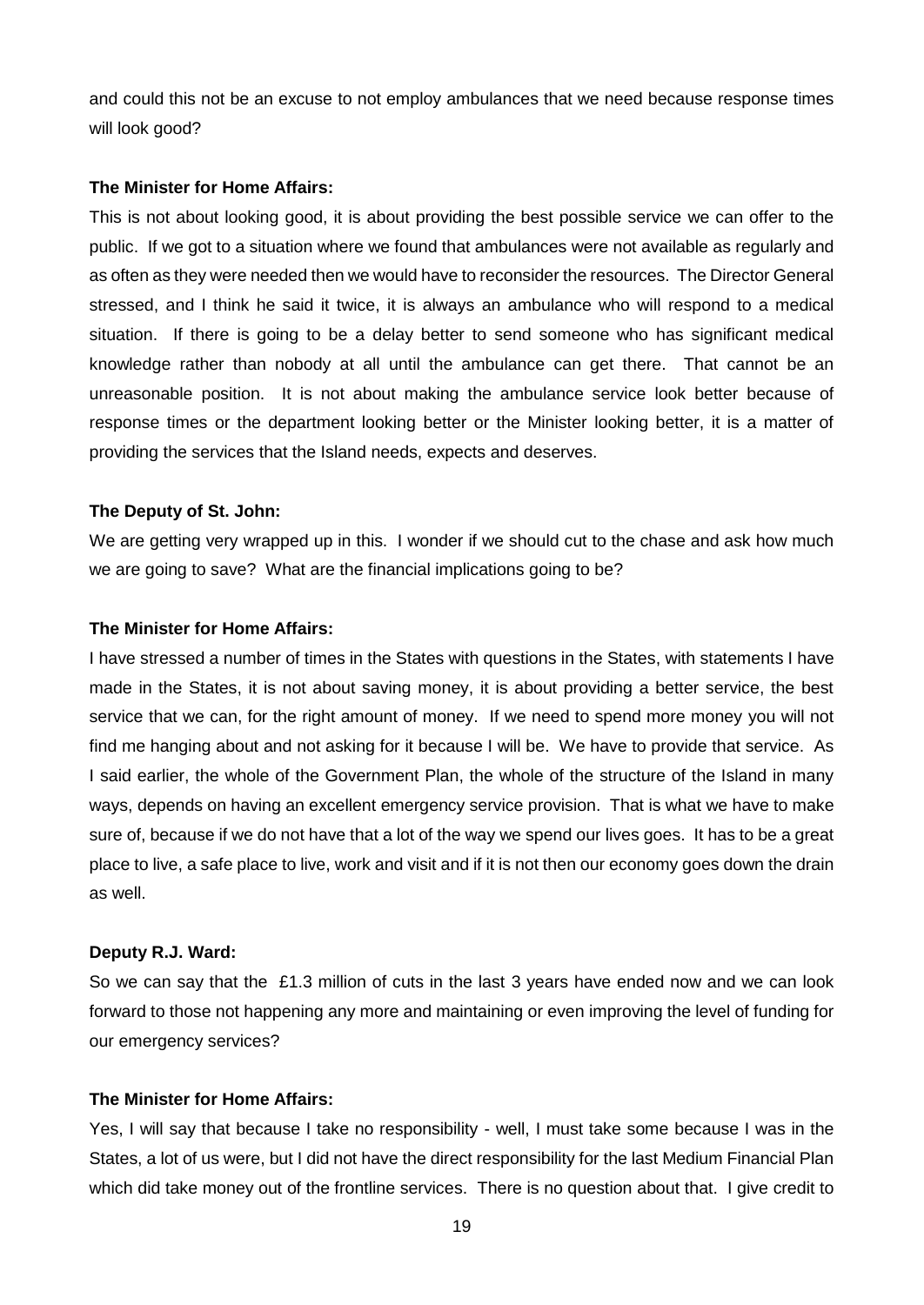and could this not be an excuse to not employ ambulances that we need because response times will look good?

**The Minister for Home Affairs:**

This is not about looking good, it is about providing the best possible service we can offer to the public. If we got to a situation where we found that ambulances were not available as regularly and as often as they were needed then we would have to reconsider the resources. The Director General stressed, and I think he said it twice, it is always an ambulance who will respond to a medical situation. If there is going to be a delay better to send someone who has significant medical knowledge rather than nobody at all until the ambulance can get there. That cannot be an unreasonable position. It is not about making the ambulance service look better because of response times or the department looking better or the Minister looking better, it is a matter of providing the services that the Island needs, expects and deserves.

**The Deputy of St. John:**

We are getting very wrapped up in this. I wonder if we should cut to the chase and ask how much we are going to save? What are the financial implications going to be?

**The Minister for Home Affairs:**

I have stressed a number of times in the States with questions in the States, with statements I have made in the States, it is not about saving money, it is about providing a better service, the best service that we can, for the right amount of money. If we need to spend more money you will not find me hanging about and not asking for it because I will be. We have to provide that service. As I said earlier, the whole of the Government Plan, the whole of the structure of the Island in many ways, depends on having an excellent emergency service provision. That is what we have to make sure of, because if we do not have that a lot of the way we spend our lives goes. It has to be a great place to live, a safe place to live, work and visit and if it is not then our economy goes down the drain as well.

**Deputy R.J. Ward:**

So we can say that the £1.3 million of cuts in the last 3 years have ended now and we can look forward to those not happening any more and maintaining or even improving the level of funding for our emergency services?

**The Minister for Home Affairs:**

Yes, I will say that because I take no responsibility - well, I must take some because I was in the States, a lot of us were, but I did not have the direct responsibility for the last Medium Financial Plan which did take money out of the frontline services. There is no question about that. I give credit to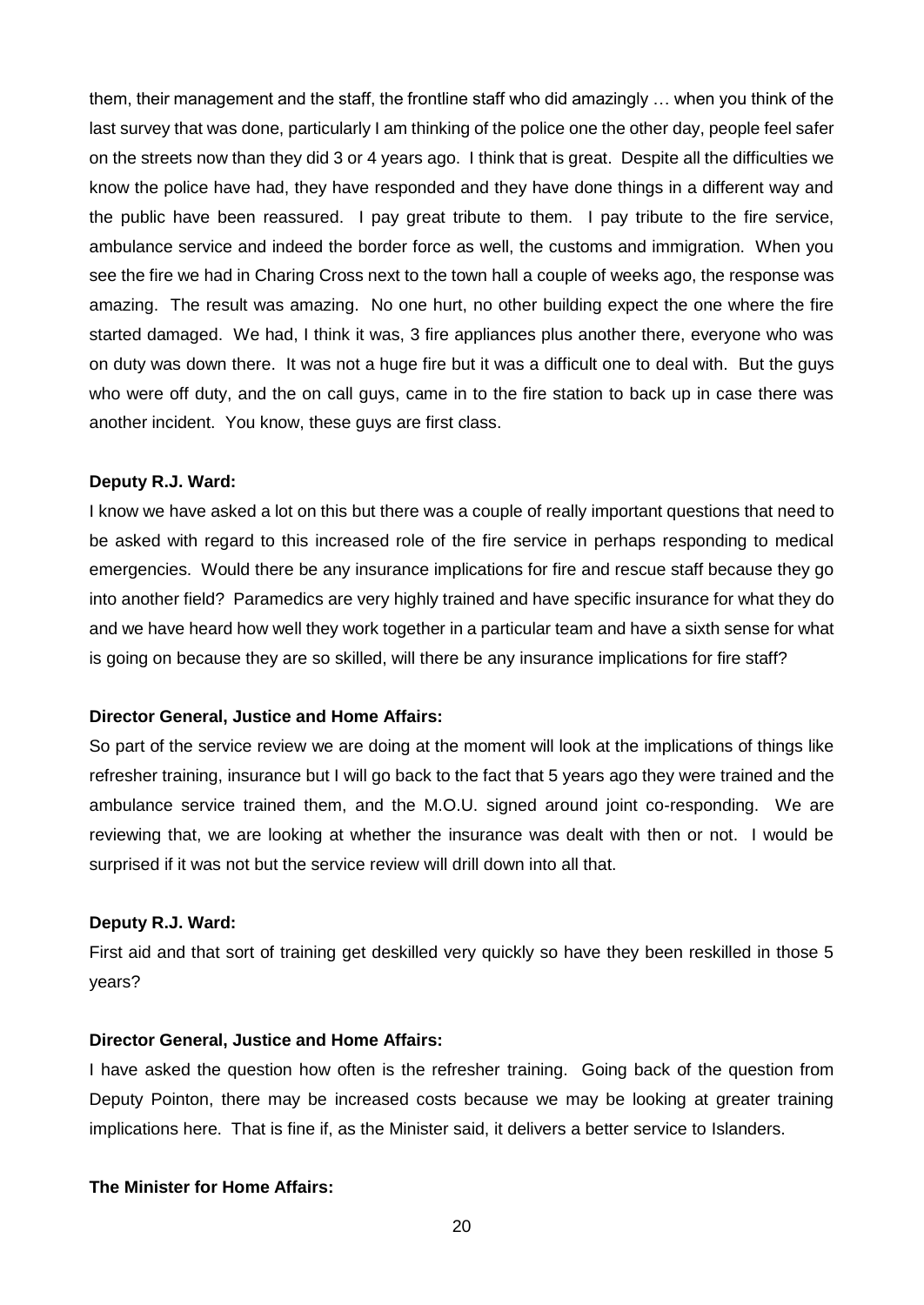them, their management and the staff, the frontline staff who did amazingly … when you think of the last survey that was done, particularly I am thinking of the police one the other day, people feel safer on the streets now than they did 3 or 4 years ago. I think that is great. Despite all the difficulties we know the police have had, they have responded and they have done things in a different way and the public have been reassured. I pay great tribute to them. I pay tribute to the fire service, ambulance service and indeed the border force as well, the customs and immigration. When you see the fire we had in Charing Cross next to the town hall a couple of weeks ago, the response was amazing. The result was amazing. No one hurt, no other building expect the one where the fire started damaged. We had, I think it was, 3 fire appliances plus another there, everyone who was on duty was down there. It was not a huge fire but it was a difficult one to deal with. But the guys who were off duty, and the on call guys, came in to the fire station to back up in case there was another incident. You know, these guys are first class.

**Deputy R.J. Ward:**

I know we have asked a lot on this but there was a couple of really important questions that need to be asked with regard to this increased role of the fire service in perhaps responding to medical emergencies. Would there be any insurance implications for fire and rescue staff because they go into another field? Paramedics are very highly trained and have specific insurance for what they do and we have heard how well they work together in a particular team and have a sixth sense for what is going on because they are so skilled, will there be any insurance implications for fire staff?

**Director General, Justice and Home Affairs:**

So part of the service review we are doing at the moment will look at the implications of things like refresher training, insurance but I will go back to the fact that 5 years ago they were trained and the ambulance service trained them, and the M.O.U. signed around joint co-responding. We are reviewing that, we are looking at whether the insurance was dealt with then or not. I would be surprised if it was not but the service review will drill down into all that.

**Deputy R.J. Ward:**

First aid and that sort of training get deskilled very quickly so have they been reskilled in those 5 years?

**Director General, Justice and Home Affairs:**

I have asked the question how often is the refresher training. Going back of the question from Deputy Pointon, there may be increased costs because we may be looking at greater training implications here. That is fine if, as the Minister said, it delivers a better service to Islanders.

**The Minister for Home Affairs:**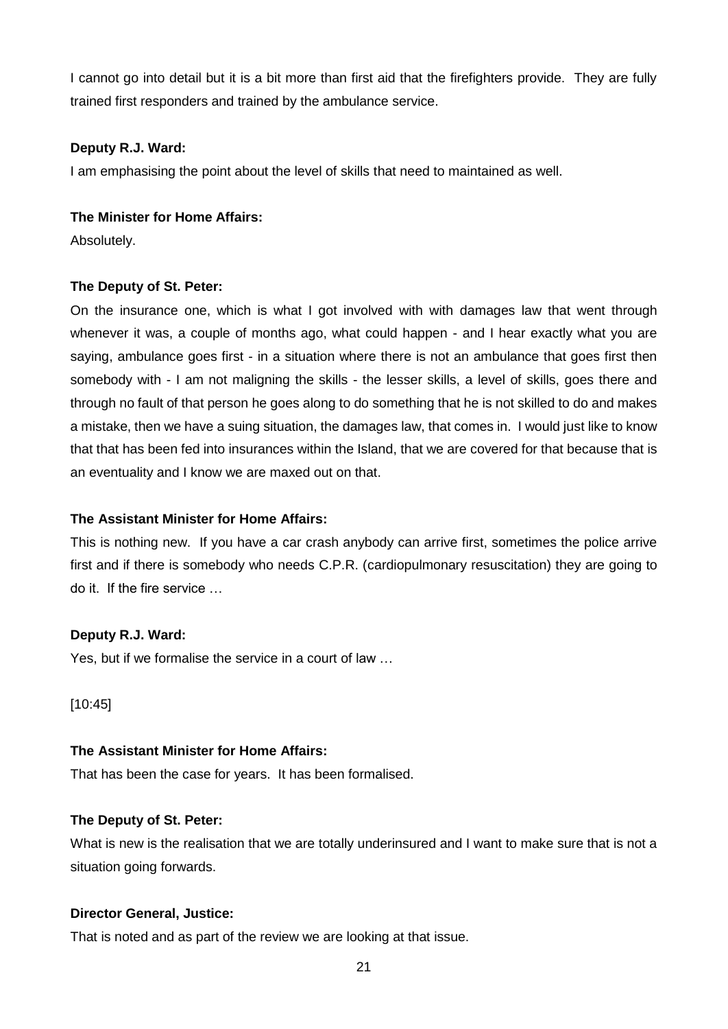I cannot go into detail but it is a bit more than first aid that the firefighters provide. They are fully trained first responders and trained by the ambulance service.

**Deputy R.J. Ward:**

I am emphasising the point about the level of skills that need to maintained as well.

**The Minister for Home Affairs:**

Absolutely.

**The Deputy of St. Peter:**

On the insurance one, which is what I got involved with with damages law that went through whenever it was, a couple of months ago, what could happen - and I hear exactly what you are saying, ambulance goes first - in a situation where there is not an ambulance that goes first then somebody with - I am not maligning the skills - the lesser skills, a level of skills, goes there and through no fault of that person he goes along to do something that he is not skilled to do and makes a mistake, then we have a suing situation, the damages law, that comes in. I would just like to know that that has been fed into insurances within the Island, that we are covered for that because that is an eventuality and I know we are maxed out on that.

**The Assistant Minister for Home Affairs:**

This is nothing new. If you have a car crash anybody can arrive first, sometimes the police arrive first and if there is somebody who needs C.P.R. (cardiopulmonary resuscitation) they are going to do it. If the fire service …

**Deputy R.J. Ward:**

Yes, but if we formalise the service in a court of law …

[10:45]

**The Assistant Minister for Home Affairs:**

That has been the case for years. It has been formalised.

**The Deputy of St. Peter:**

What is new is the realisation that we are totally underinsured and I want to make sure that is not a situation going forwards.

**Director General, Justice:**

That is noted and as part of the review we are looking at that issue.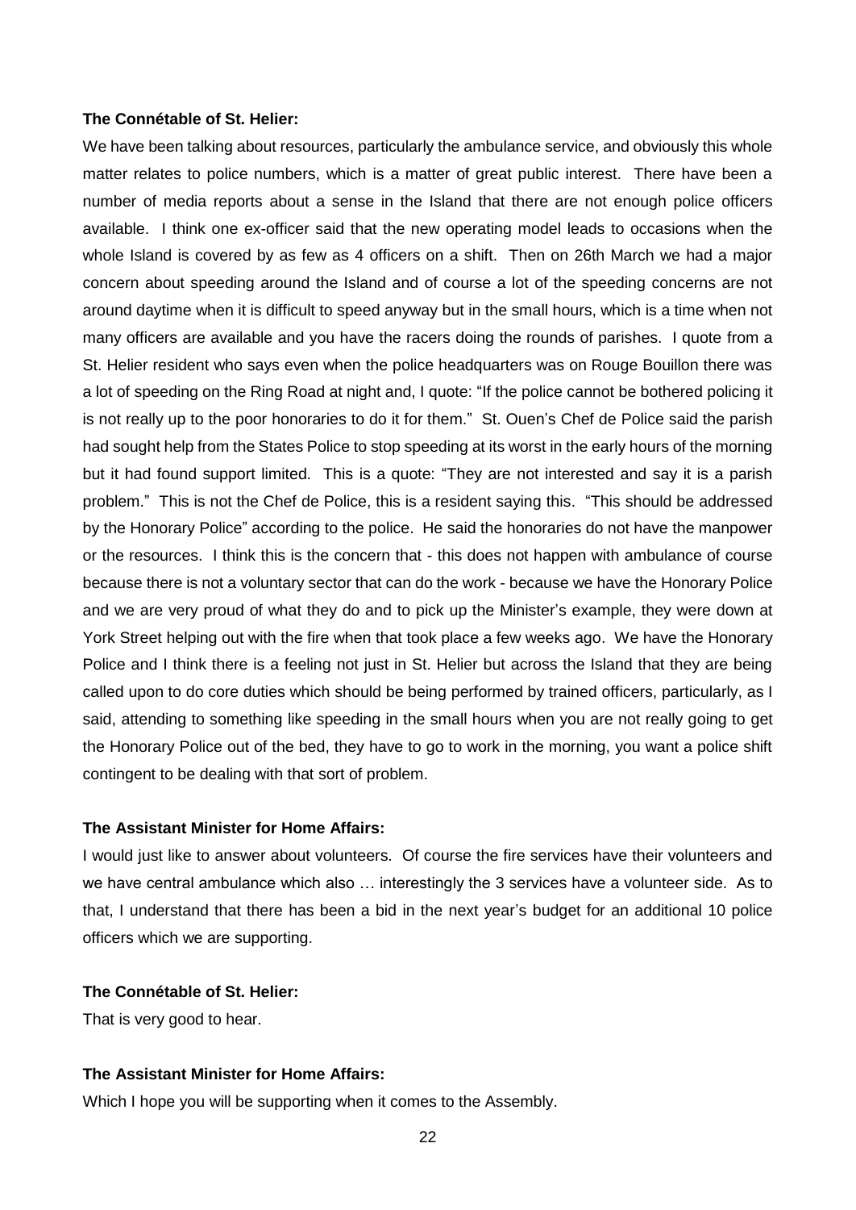**The Connétable of St. Helier:**

We have been talking about resources, particularly the ambulance service, and obviously this whole matter relates to police numbers, which is a matter of great public interest. There have been a number of media reports about a sense in the Island that there are not enough police officers available. I think one ex-officer said that the new operating model leads to occasions when the whole Island is covered by as few as 4 officers on a shift. Then on 26th March we had a major concern about speeding around the Island and of course a lot of the speeding concerns are not around daytime when it is difficult to speed anyway but in the small hours, which is a time when not many officers are available and you have the racers doing the rounds of parishes. I quote from a St. Helier resident who says even when the police headquarters was on Rouge Bouillon there was a lot of speeding on the Ring Road at night and, I quote: "If the police cannot be bothered policing it is not really up to the poor honoraries to do it for them." St. Ouen's Chef de Police said the parish had sought help from the States Police to stop speeding at its worst in the early hours of the morning but it had found support limited. This is a quote: "They are not interested and say it is a parish problem." This is not the Chef de Police, this is a resident saying this. "This should be addressed by the Honorary Police" according to the police. He said the honoraries do not have the manpower or the resources. I think this is the concern that - this does not happen with ambulance of course because there is not a voluntary sector that can do the work - because we have the Honorary Police and we are very proud of what they do and to pick up the Minister's example, they were down at York Street helping out with the fire when that took place a few weeks ago. We have the Honorary Police and I think there is a feeling not just in St. Helier but across the Island that they are being called upon to do core duties which should be being performed by trained officers, particularly, as I said, attending to something like speeding in the small hours when you are not really going to get the Honorary Police out of the bed, they have to go to work in the morning, you want a police shift contingent to be dealing with that sort of problem.

**The Assistant Minister for Home Affairs:**

I would just like to answer about volunteers. Of course the fire services have their volunteers and we have central ambulance which also … interestingly the 3 services have a volunteer side. As to that, I understand that there has been a bid in the next year's budget for an additional 10 police officers which we are supporting.

**The Connétable of St. Helier:**

That is very good to hear.

**The Assistant Minister for Home Affairs:**

Which I hope you will be supporting when it comes to the Assembly.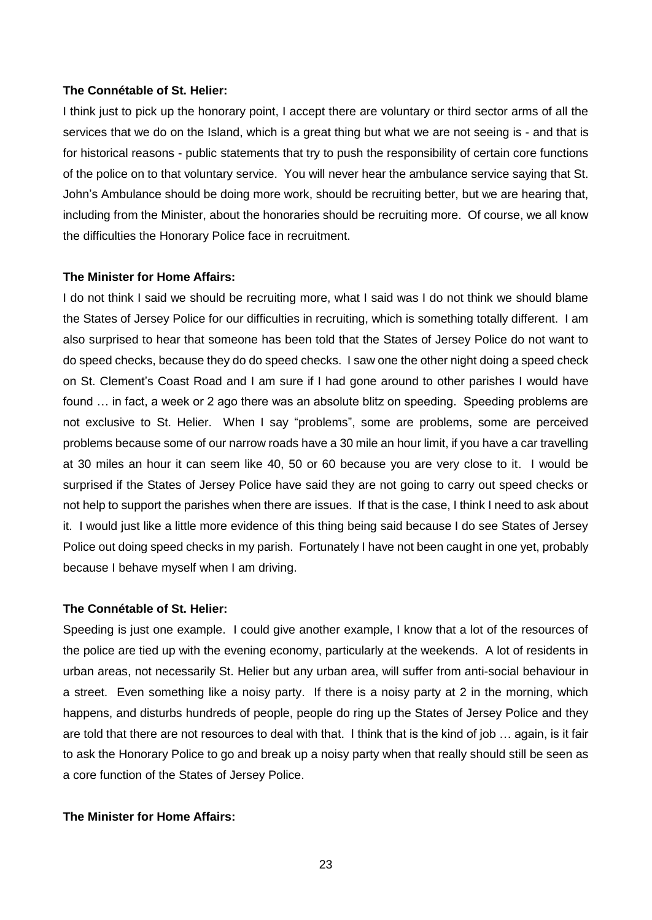**The Connétable of St. Helier:**

I think just to pick up the honorary point, I accept there are voluntary or third sector arms of all the services that we do on the Island, which is a great thing but what we are not seeing is - and that is for historical reasons - public statements that try to push the responsibility of certain core functions of the police on to that voluntary service. You will never hear the ambulance service saying that St. John's Ambulance should be doing more work, should be recruiting better, but we are hearing that, including from the Minister, about the honoraries should be recruiting more. Of course, we all know the difficulties the Honorary Police face in recruitment.

**The Minister for Home Affairs:**

I do not think I said we should be recruiting more, what I said was I do not think we should blame the States of Jersey Police for our difficulties in recruiting, which is something totally different. I am also surprised to hear that someone has been told that the States of Jersey Police do not want to do speed checks, because they do do speed checks. I saw one the other night doing a speed check on St. Clement's Coast Road and I am sure if I had gone around to other parishes I would have found … in fact, a week or 2 ago there was an absolute blitz on speeding. Speeding problems are not exclusive to St. Helier. When I say "problems", some are problems, some are perceived problems because some of our narrow roads have a 30 mile an hour limit, if you have a car travelling at 30 miles an hour it can seem like 40, 50 or 60 because you are very close to it. I would be surprised if the States of Jersey Police have said they are not going to carry out speed checks or not help to support the parishes when there are issues. If that is the case, I think I need to ask about it. I would just like a little more evidence of this thing being said because I do see States of Jersey Police out doing speed checks in my parish. Fortunately I have not been caught in one yet, probably because I behave myself when I am driving.

**The Connétable of St. Helier:**

Speeding is just one example. I could give another example, I know that a lot of the resources of the police are tied up with the evening economy, particularly at the weekends. A lot of residents in urban areas, not necessarily St. Helier but any urban area, will suffer from anti-social behaviour in a street. Even something like a noisy party. If there is a noisy party at 2 in the morning, which happens, and disturbs hundreds of people, people do ring up the States of Jersey Police and they are told that there are not resources to deal with that. I think that is the kind of job … again, is it fair to ask the Honorary Police to go and break up a noisy party when that really should still be seen as a core function of the States of Jersey Police.

**The Minister for Home Affairs:**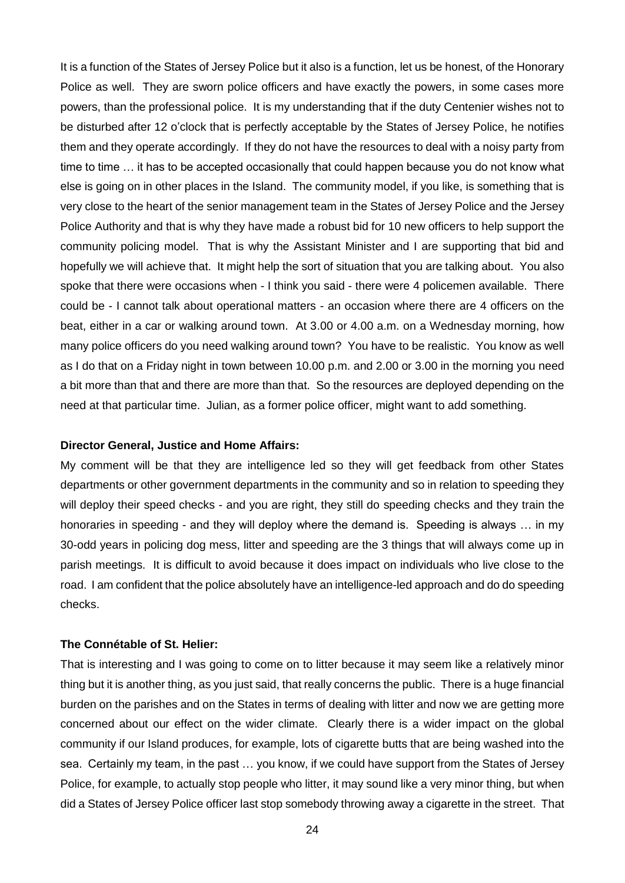It is a function of the States of Jersey Police but it also is a function, let us be honest, of the Honorary Police as well. They are sworn police officers and have exactly the powers, in some cases more powers, than the professional police. It is my understanding that if the duty Centenier wishes not to be disturbed after 12 o'clock that is perfectly acceptable by the States of Jersey Police, he notifies them and they operate accordingly. If they do not have the resources to deal with a noisy party from time to time … it has to be accepted occasionally that could happen because you do not know what else is going on in other places in the Island. The community model, if you like, is something that is very close to the heart of the senior management team in the States of Jersey Police and the Jersey Police Authority and that is why they have made a robust bid for 10 new officers to help support the community policing model. That is why the Assistant Minister and I are supporting that bid and hopefully we will achieve that. It might help the sort of situation that you are talking about. You also spoke that there were occasions when - I think you said - there were 4 policemen available. There could be - I cannot talk about operational matters - an occasion where there are 4 officers on the beat, either in a car or walking around town. At 3.00 or 4.00 a.m. on a Wednesday morning, how many police officers do you need walking around town? You have to be realistic. You know as well as I do that on a Friday night in town between 10.00 p.m. and 2.00 or 3.00 in the morning you need a bit more than that and there are more than that. So the resources are deployed depending on the need at that particular time. Julian, as a former police officer, might want to add something.

**Director General, Justice and Home Affairs:**

My comment will be that they are intelligence led so they will get feedback from other States departments or other government departments in the community and so in relation to speeding they will deploy their speed checks - and you are right, they still do speeding checks and they train the honoraries in speeding - and they will deploy where the demand is. Speeding is always … in my 30-odd years in policing dog mess, litter and speeding are the 3 things that will always come up in parish meetings. It is difficult to avoid because it does impact on individuals who live close to the road. I am confident that the police absolutely have an intelligence-led approach and do do speeding checks.

**The Connétable of St. Helier:**

That is interesting and I was going to come on to litter because it may seem like a relatively minor thing but it is another thing, as you just said, that really concerns the public. There is a huge financial burden on the parishes and on the States in terms of dealing with litter and now we are getting more concerned about our effect on the wider climate. Clearly there is a wider impact on the global community if our Island produces, for example, lots of cigarette butts that are being washed into the sea. Certainly my team, in the past … you know, if we could have support from the States of Jersey Police, for example, to actually stop people who litter, it may sound like a very minor thing, but when did a States of Jersey Police officer last stop somebody throwing away a cigarette in the street. That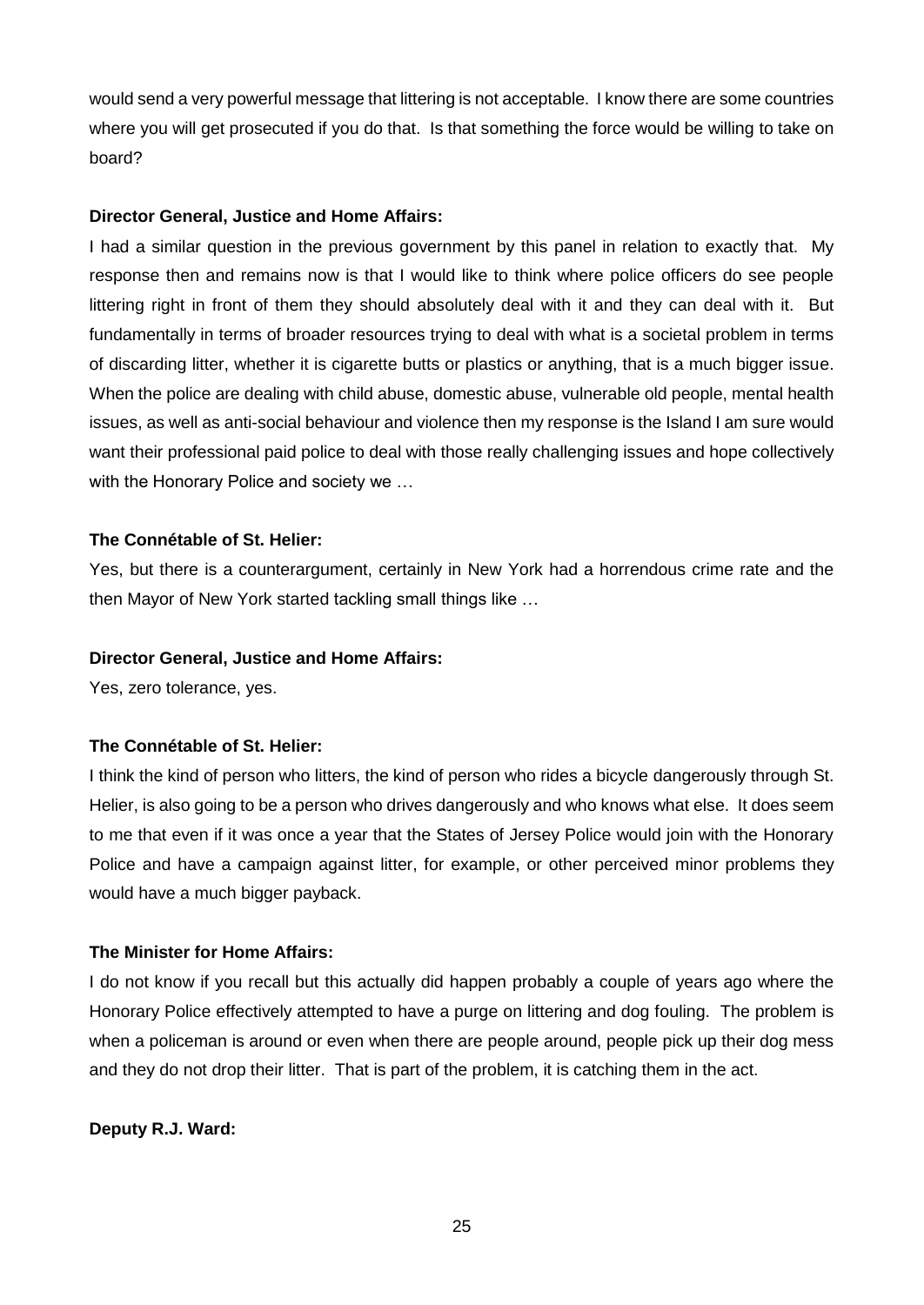would send a very powerful message that littering is not acceptable. I know there are some countries where you will get prosecuted if you do that. Is that something the force would be willing to take on board?

**Director General, Justice and Home Affairs:**

I had a similar question in the previous government by this panel in relation to exactly that. My response then and remains now is that I would like to think where police officers do see people littering right in front of them they should absolutely deal with it and they can deal with it. But fundamentally in terms of broader resources trying to deal with what is a societal problem in terms of discarding litter, whether it is cigarette butts or plastics or anything, that is a much bigger issue. When the police are dealing with child abuse, domestic abuse, vulnerable old people, mental health issues, as well as anti-social behaviour and violence then my response is the Island I am sure would want their professional paid police to deal with those really challenging issues and hope collectively with the Honorary Police and society we …

**The Connétable of St. Helier:**

Yes, but there is a counterargument, certainly in New York had a horrendous crime rate and the then Mayor of New York started tackling small things like …

**Director General, Justice and Home Affairs:**

Yes, zero tolerance, yes.

**The Connétable of St. Helier:**

I think the kind of person who litters, the kind of person who rides a bicycle dangerously through St. Helier, is also going to be a person who drives dangerously and who knows what else. It does seem to me that even if it was once a year that the States of Jersey Police would join with the Honorary Police and have a campaign against litter, for example, or other perceived minor problems they would have a much bigger payback.

**The Minister for Home Affairs:**

I do not know if you recall but this actually did happen probably a couple of years ago where the Honorary Police effectively attempted to have a purge on littering and dog fouling. The problem is when a policeman is around or even when there are people around, people pick up their dog mess and they do not drop their litter. That is part of the problem, it is catching them in the act.

**Deputy R.J. Ward:**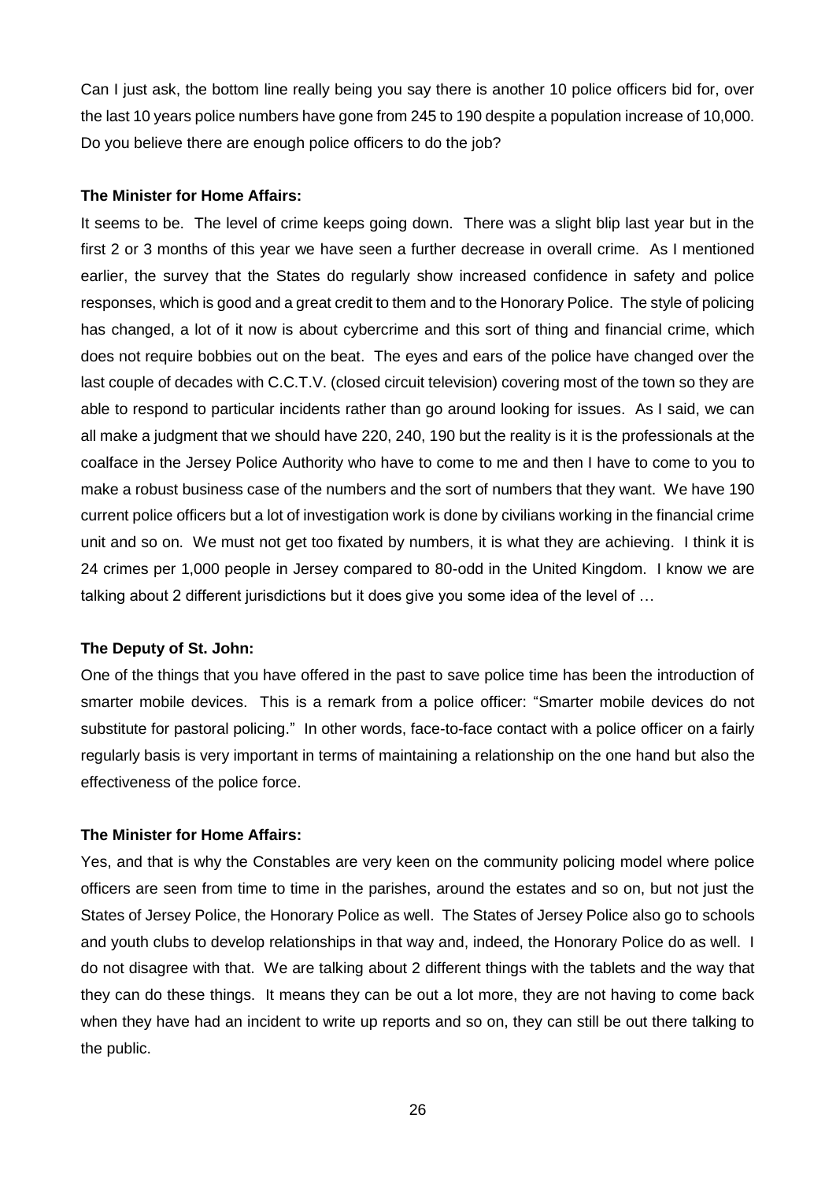Can I just ask, the bottom line really being you say there is another 10 police officers bid for, over the last 10 years police numbers have gone from 245 to 190 despite a population increase of 10,000. Do you believe there are enough police officers to do the job?

**The Minister for Home Affairs:**

It seems to be. The level of crime keeps going down. There was a slight blip last year but in the first 2 or 3 months of this year we have seen a further decrease in overall crime. As I mentioned earlier, the survey that the States do regularly show increased confidence in safety and police responses, which is good and a great credit to them and to the Honorary Police. The style of policing has changed, a lot of it now is about cybercrime and this sort of thing and financial crime, which does not require bobbies out on the beat. The eyes and ears of the police have changed over the last couple of decades with C.C.T.V. (closed circuit television) covering most of the town so they are able to respond to particular incidents rather than go around looking for issues. As I said, we can all make a judgment that we should have 220, 240, 190 but the reality is it is the professionals at the coalface in the Jersey Police Authority who have to come to me and then I have to come to you to make a robust business case of the numbers and the sort of numbers that they want. We have 190 current police officers but a lot of investigation work is done by civilians working in the financial crime unit and so on. We must not get too fixated by numbers, it is what they are achieving. I think it is 24 crimes per 1,000 people in Jersey compared to 80-odd in the United Kingdom. I know we are talking about 2 different jurisdictions but it does give you some idea of the level of …

**The Deputy of St. John:**

One of the things that you have offered in the past to save police time has been the introduction of smarter mobile devices. This is a remark from a police officer: "Smarter mobile devices do not substitute for pastoral policing." In other words, face-to-face contact with a police officer on a fairly regularly basis is very important in terms of maintaining a relationship on the one hand but also the effectiveness of the police force.

**The Minister for Home Affairs:**

Yes, and that is why the Constables are very keen on the community policing model where police officers are seen from time to time in the parishes, around the estates and so on, but not just the States of Jersey Police, the Honorary Police as well. The States of Jersey Police also go to schools and youth clubs to develop relationships in that way and, indeed, the Honorary Police do as well. I do not disagree with that. We are talking about 2 different things with the tablets and the way that they can do these things. It means they can be out a lot more, they are not having to come back when they have had an incident to write up reports and so on, they can still be out there talking to the public.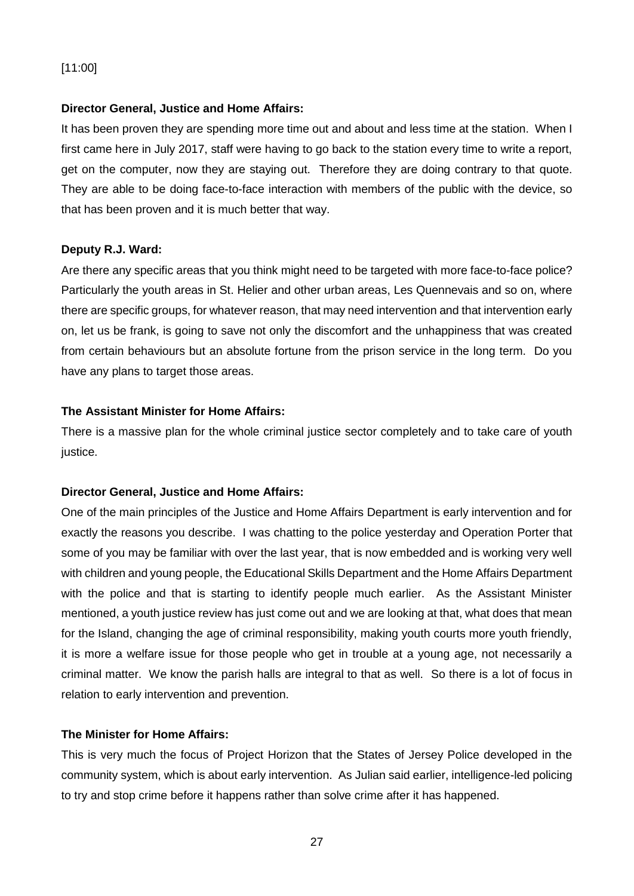[11:00]

**Director General, Justice and Home Affairs:**

It has been proven they are spending more time out and about and less time at the station. When I first came here in July 2017, staff were having to go back to the station every time to write a report, get on the computer, now they are staying out. Therefore they are doing contrary to that quote. They are able to be doing face-to-face interaction with members of the public with the device, so that has been proven and it is much better that way.

**Deputy R.J. Ward:**

Are there any specific areas that you think might need to be targeted with more face-to-face police? Particularly the youth areas in St. Helier and other urban areas, Les Quennevais and so on, where there are specific groups, for whatever reason, that may need intervention and that intervention early on, let us be frank, is going to save not only the discomfort and the unhappiness that was created from certain behaviours but an absolute fortune from the prison service in the long term. Do you have any plans to target those areas.

**The Assistant Minister for Home Affairs:**

There is a massive plan for the whole criminal justice sector completely and to take care of youth justice.

**Director General, Justice and Home Affairs:**

One of the main principles of the Justice and Home Affairs Department is early intervention and for exactly the reasons you describe. I was chatting to the police yesterday and Operation Porter that some of you may be familiar with over the last year, that is now embedded and is working very well with children and young people, the Educational Skills Department and the Home Affairs Department with the police and that is starting to identify people much earlier. As the Assistant Minister mentioned, a youth justice review has just come out and we are looking at that, what does that mean for the Island, changing the age of criminal responsibility, making youth courts more youth friendly, it is more a welfare issue for those people who get in trouble at a young age, not necessarily a criminal matter. We know the parish halls are integral to that as well. So there is a lot of focus in relation to early intervention and prevention.

**The Minister for Home Affairs:**

This is very much the focus of Project Horizon that the States of Jersey Police developed in the community system, which is about early intervention. As Julian said earlier, intelligence-led policing to try and stop crime before it happens rather than solve crime after it has happened.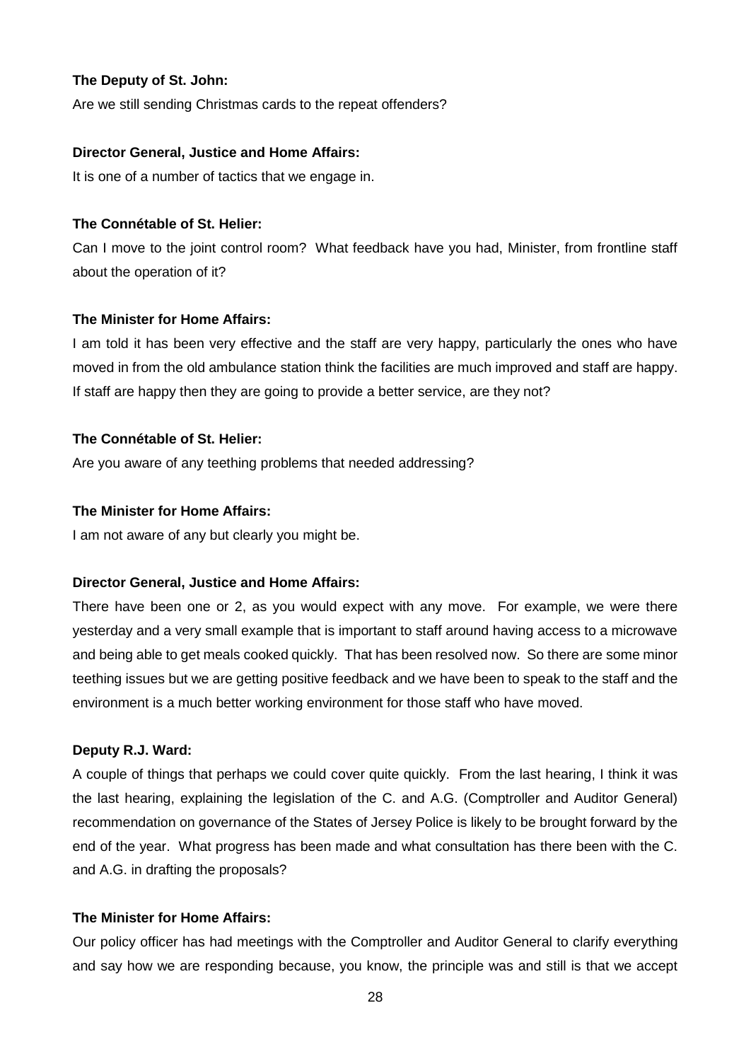**The Deputy of St. John:**

Are we still sending Christmas cards to the repeat offenders?

**Director General, Justice and Home Affairs:**

It is one of a number of tactics that we engage in.

**The Connétable of St. Helier:**

Can I move to the joint control room? What feedback have you had, Minister, from frontline staff about the operation of it?

**The Minister for Home Affairs:**

I am told it has been very effective and the staff are very happy, particularly the ones who have moved in from the old ambulance station think the facilities are much improved and staff are happy. If staff are happy then they are going to provide a better service, are they not?

**The Connétable of St. Helier:**

Are you aware of any teething problems that needed addressing?

**The Minister for Home Affairs:**

I am not aware of any but clearly you might be.

**Director General, Justice and Home Affairs:**

There have been one or 2, as you would expect with any move. For example, we were there yesterday and a very small example that is important to staff around having access to a microwave and being able to get meals cooked quickly. That has been resolved now. So there are some minor teething issues but we are getting positive feedback and we have been to speak to the staff and the environment is a much better working environment for those staff who have moved.

**Deputy R.J. Ward:**

A couple of things that perhaps we could cover quite quickly. From the last hearing, I think it was the last hearing, explaining the legislation of the C. and A.G. (Comptroller and Auditor General) recommendation on governance of the States of Jersey Police is likely to be brought forward by the end of the year. What progress has been made and what consultation has there been with the C. and A.G. in drafting the proposals?

**The Minister for Home Affairs:**

Our policy officer has had meetings with the Comptroller and Auditor General to clarify everything and say how we are responding because, you know, the principle was and still is that we accept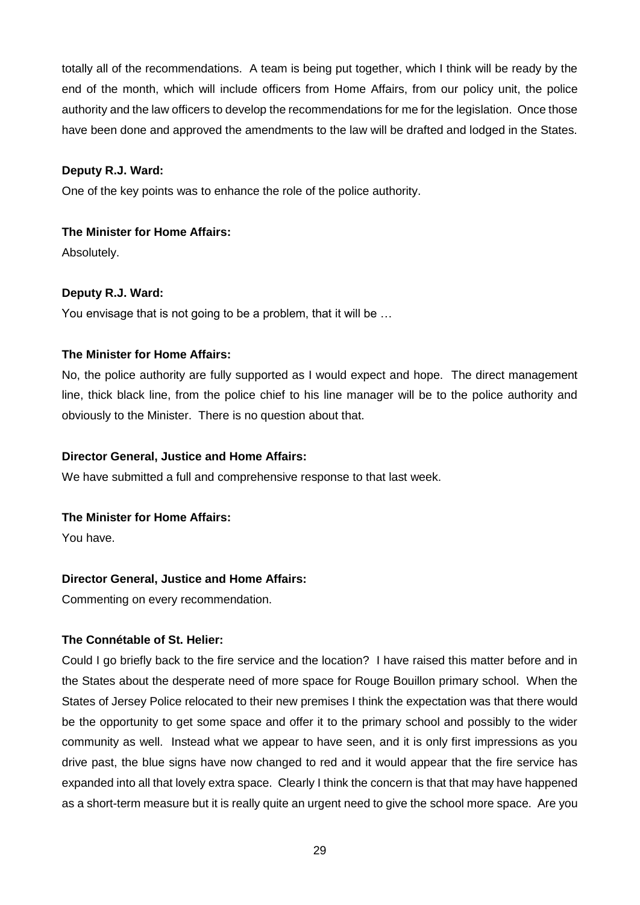totally all of the recommendations. A team is being put together, which I think will be ready by the end of the month, which will include officers from Home Affairs, from our policy unit, the police authority and the law officers to develop the recommendations for me for the legislation. Once those have been done and approved the amendments to the law will be drafted and lodged in the States.

**Deputy R.J. Ward:**

One of the key points was to enhance the role of the police authority.

**The Minister for Home Affairs:**

Absolutely.

**Deputy R.J. Ward:**

You envisage that is not going to be a problem, that it will be …

**The Minister for Home Affairs:**

No, the police authority are fully supported as I would expect and hope. The direct management line, thick black line, from the police chief to his line manager will be to the police authority and obviously to the Minister. There is no question about that.

**Director General, Justice and Home Affairs:**

We have submitted a full and comprehensive response to that last week.

**The Minister for Home Affairs:**

You have.

**Director General, Justice and Home Affairs:**

Commenting on every recommendation.

**The Connétable of St. Helier:**

Could I go briefly back to the fire service and the location? I have raised this matter before and in the States about the desperate need of more space for Rouge Bouillon primary school. When the States of Jersey Police relocated to their new premises I think the expectation was that there would be the opportunity to get some space and offer it to the primary school and possibly to the wider community as well. Instead what we appear to have seen, and it is only first impressions as you drive past, the blue signs have now changed to red and it would appear that the fire service has expanded into all that lovely extra space. Clearly I think the concern is that that may have happened as a short-term measure but it is really quite an urgent need to give the school more space. Are you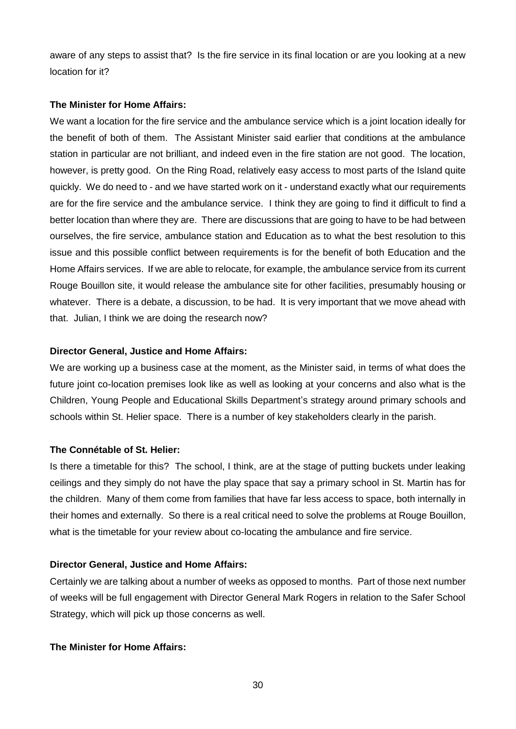aware of any steps to assist that? Is the fire service in its final location or are you looking at a new location for it?

**The Minister for Home Affairs:**

We want a location for the fire service and the ambulance service which is a joint location ideally for the benefit of both of them. The Assistant Minister said earlier that conditions at the ambulance station in particular are not brilliant, and indeed even in the fire station are not good. The location, however, is pretty good. On the Ring Road, relatively easy access to most parts of the Island quite quickly. We do need to - and we have started work on it - understand exactly what our requirements are for the fire service and the ambulance service. I think they are going to find it difficult to find a better location than where they are. There are discussions that are going to have to be had between ourselves, the fire service, ambulance station and Education as to what the best resolution to this issue and this possible conflict between requirements is for the benefit of both Education and the Home Affairs services. If we are able to relocate, for example, the ambulance service from its current Rouge Bouillon site, it would release the ambulance site for other facilities, presumably housing or whatever. There is a debate, a discussion, to be had. It is very important that we move ahead with that. Julian, I think we are doing the research now?

**Director General, Justice and Home Affairs:**

We are working up a business case at the moment, as the Minister said, in terms of what does the future joint co-location premises look like as well as looking at your concerns and also what is the Children, Young People and Educational Skills Department's strategy around primary schools and schools within St. Helier space. There is a number of key stakeholders clearly in the parish.

**The Connétable of St. Helier:**

Is there a timetable for this? The school, I think, are at the stage of putting buckets under leaking ceilings and they simply do not have the play space that say a primary school in St. Martin has for the children. Many of them come from families that have far less access to space, both internally in their homes and externally. So there is a real critical need to solve the problems at Rouge Bouillon, what is the timetable for your review about co-locating the ambulance and fire service.

**Director General, Justice and Home Affairs:**

Certainly we are talking about a number of weeks as opposed to months. Part of those next number of weeks will be full engagement with Director General Mark Rogers in relation to the Safer School Strategy, which will pick up those concerns as well.

**The Minister for Home Affairs:**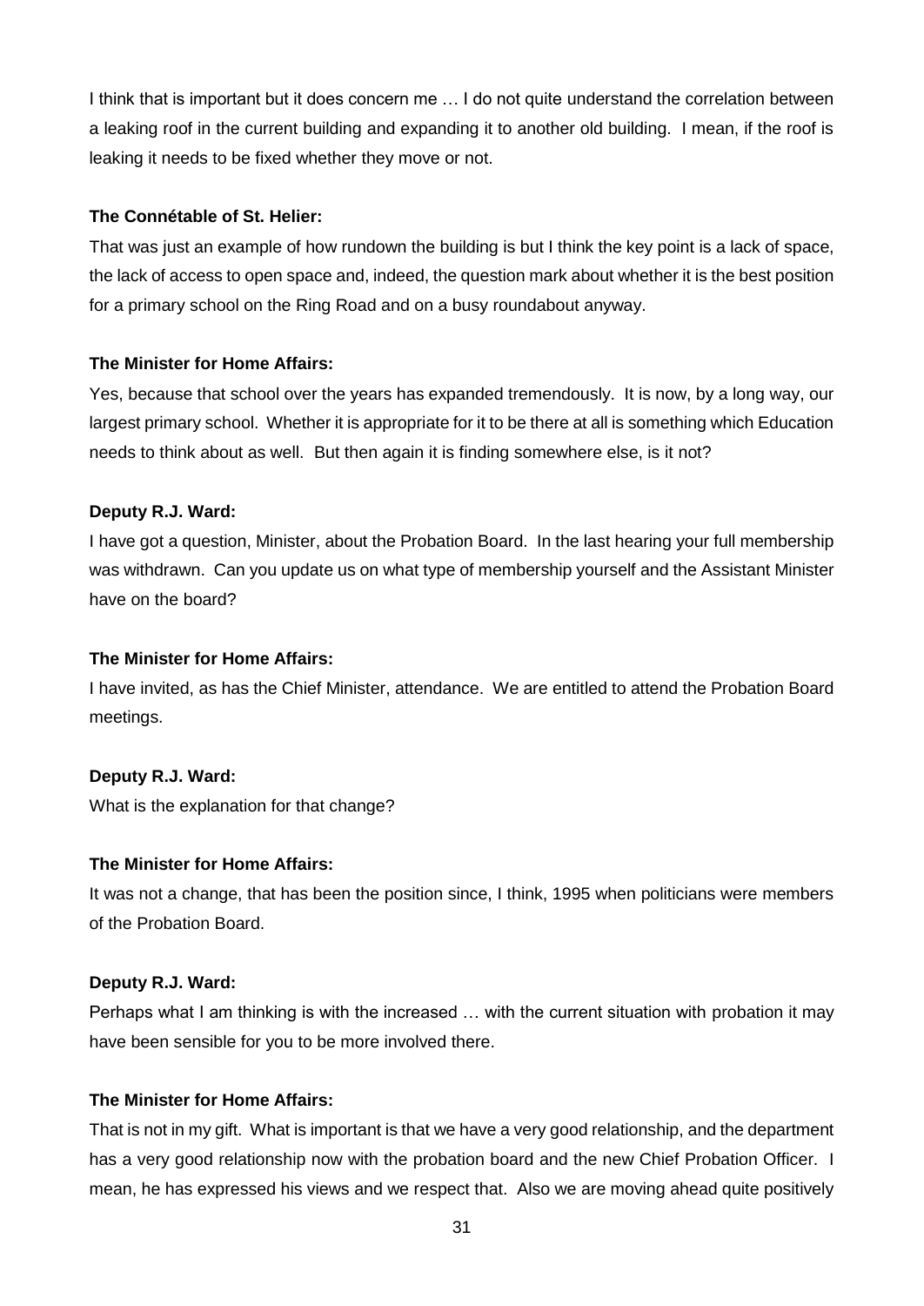I think that is important but it does concern me … I do not quite understand the correlation between a leaking roof in the current building and expanding it to another old building. I mean, if the roof is leaking it needs to be fixed whether they move or not.

**The Connétable of St. Helier:**

That was just an example of how rundown the building is but I think the key point is a lack of space, the lack of access to open space and, indeed, the question mark about whether it is the best position for a primary school on the Ring Road and on a busy roundabout anyway.

**The Minister for Home Affairs:**

Yes, because that school over the years has expanded tremendously. It is now, by a long way, our largest primary school. Whether it is appropriate for it to be there at all is something which Education needs to think about as well. But then again it is finding somewhere else, is it not?

**Deputy R.J. Ward:**

I have got a question, Minister, about the Probation Board. In the last hearing your full membership was withdrawn. Can you update us on what type of membership yourself and the Assistant Minister have on the board?

**The Minister for Home Affairs:**

I have invited, as has the Chief Minister, attendance. We are entitled to attend the Probation Board meetings.

**Deputy R.J. Ward:**

What is the explanation for that change?

**The Minister for Home Affairs:**

It was not a change, that has been the position since, I think, 1995 when politicians were members of the Probation Board.

**Deputy R.J. Ward:**

Perhaps what I am thinking is with the increased … with the current situation with probation it may have been sensible for you to be more involved there.

**The Minister for Home Affairs:**

That is not in my gift. What is important is that we have a very good relationship, and the department has a very good relationship now with the probation board and the new Chief Probation Officer. I mean, he has expressed his views and we respect that. Also we are moving ahead quite positively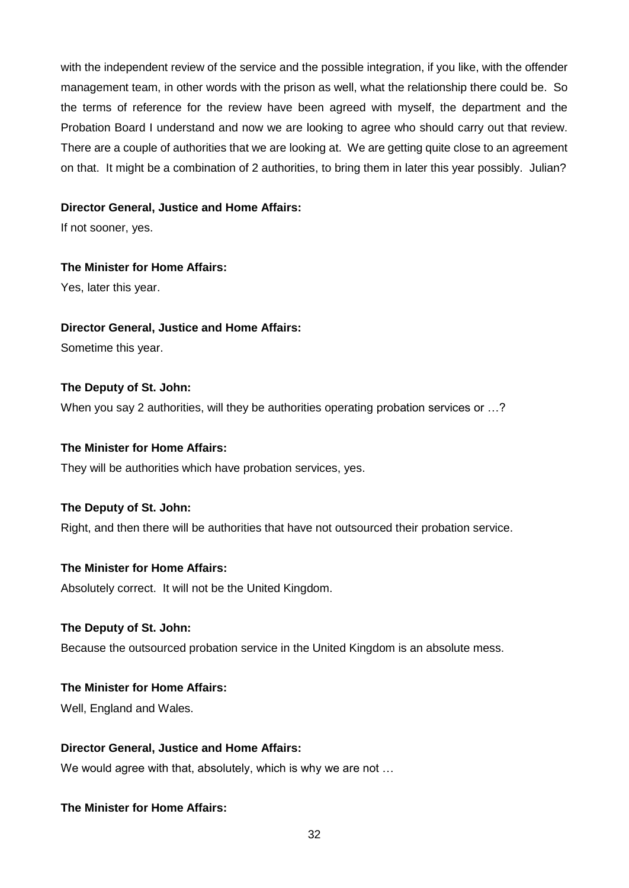with the independent review of the service and the possible integration, if you like, with the offender management team, in other words with the prison as well, what the relationship there could be. So the terms of reference for the review have been agreed with myself, the department and the Probation Board I understand and now we are looking to agree who should carry out that review. There are a couple of authorities that we are looking at. We are getting quite close to an agreement on that. It might be a combination of 2 authorities, to bring them in later this year possibly. Julian?

**Director General, Justice and Home Affairs:**

If not sooner, yes.

**The Minister for Home Affairs:**

Yes, later this year.

**Director General, Justice and Home Affairs:**

Sometime this year.

**The Deputy of St. John:**

When you say 2 authorities, will they be authorities operating probation services or …?

**The Minister for Home Affairs:**

They will be authorities which have probation services, yes.

**The Deputy of St. John:**

Right, and then there will be authorities that have not outsourced their probation service.

**The Minister for Home Affairs:**

Absolutely correct. It will not be the United Kingdom.

**The Deputy of St. John:**

Because the outsourced probation service in the United Kingdom is an absolute mess.

**The Minister for Home Affairs:**

Well, England and Wales.

**Director General, Justice and Home Affairs:**

We would agree with that, absolutely, which is why we are not …

**The Minister for Home Affairs:**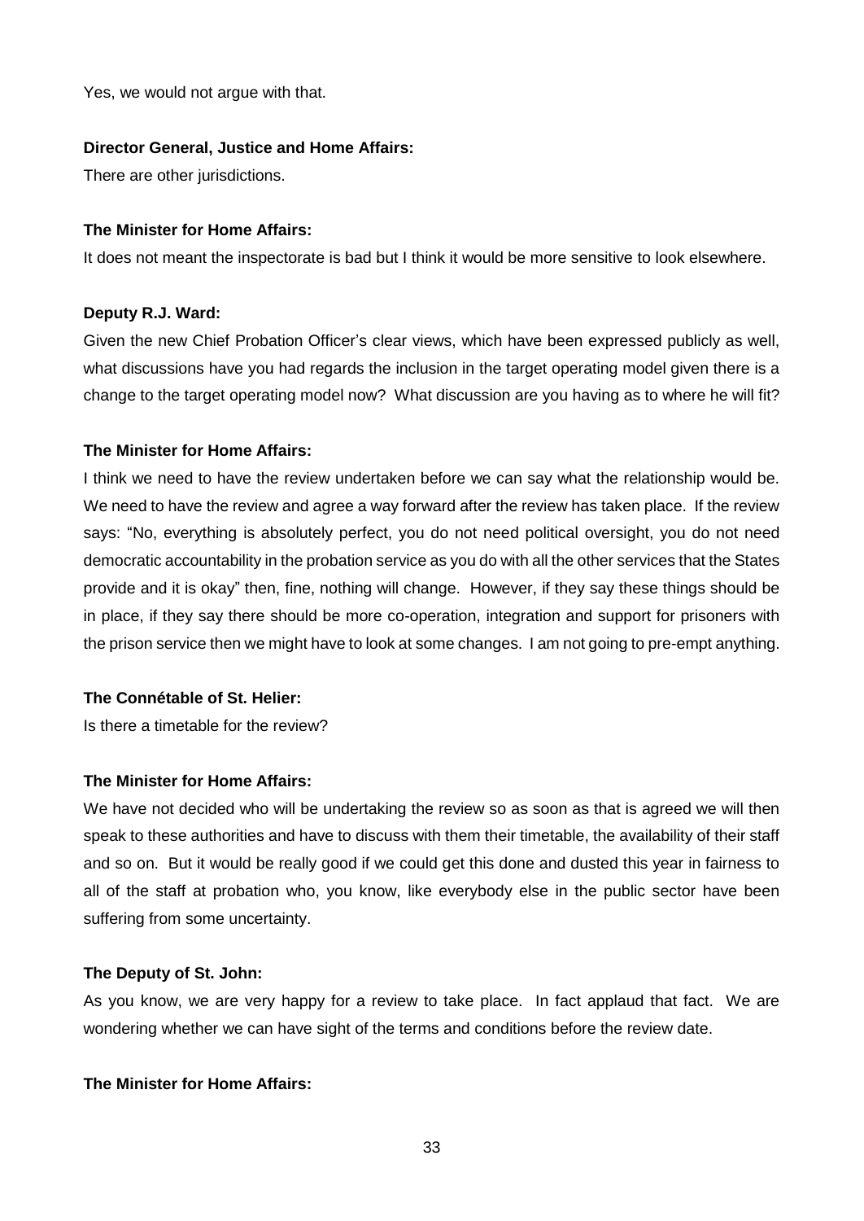Yes, we would not argue with that.

**Director General, Justice and Home Affairs:**

There are other jurisdictions.

**The Minister for Home Affairs:**

It does not meant the inspectorate is bad but I think it would be more sensitive to look elsewhere.

**Deputy R.J. Ward:**

Given the new Chief Probation Officer's clear views, which have been expressed publicly as well, what discussions have you had regards the inclusion in the target operating model given there is a change to the target operating model now? What discussion are you having as to where he will fit?

**The Minister for Home Affairs:**

I think we need to have the review undertaken before we can say what the relationship would be. We need to have the review and agree a way forward after the review has taken place. If the review says: "No, everything is absolutely perfect, you do not need political oversight, you do not need democratic accountability in the probation service as you do with all the other services that the States provide and it is okay" then, fine, nothing will change. However, if they say these things should be in place, if they say there should be more co-operation, integration and support for prisoners with the prison service then we might have to look at some changes. I am not going to pre-empt anything.

**The Connétable of St. Helier:**

Is there a timetable for the review?

**The Minister for Home Affairs:**

We have not decided who will be undertaking the review so as soon as that is agreed we will then speak to these authorities and have to discuss with them their timetable, the availability of their staff and so on. But it would be really good if we could get this done and dusted this year in fairness to all of the staff at probation who, you know, like everybody else in the public sector have been suffering from some uncertainty.

**The Deputy of St. John:**

As you know, we are very happy for a review to take place. In fact applaud that fact. We are wondering whether we can have sight of the terms and conditions before the review date.

**The Minister for Home Affairs:**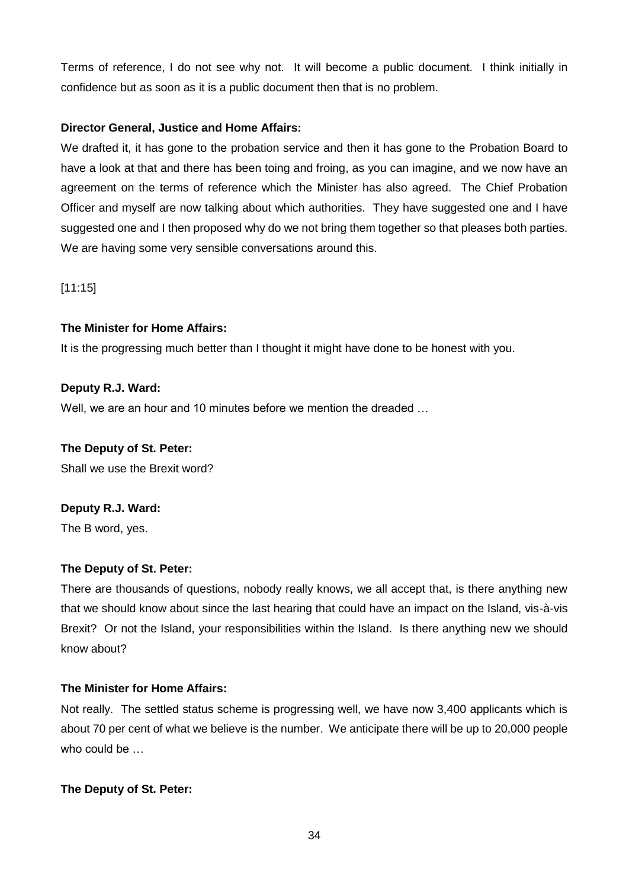Terms of reference, I do not see why not. It will become a public document. I think initially in confidence but as soon as it is a public document then that is no problem.

**Director General, Justice and Home Affairs:**

We drafted it, it has gone to the probation service and then it has gone to the Probation Board to have a look at that and there has been toing and froing, as you can imagine, and we now have an agreement on the terms of reference which the Minister has also agreed. The Chief Probation Officer and myself are now talking about which authorities. They have suggested one and I have suggested one and I then proposed why do we not bring them together so that pleases both parties. We are having some very sensible conversations around this.

[11:15]

**The Minister for Home Affairs:**

It is the progressing much better than I thought it might have done to be honest with you.

**Deputy R.J. Ward:**

Well, we are an hour and 10 minutes before we mention the dreaded …

**The Deputy of St. Peter:**

Shall we use the Brexit word?

**Deputy R.J. Ward:**

The B word, yes.

**The Deputy of St. Peter:**

There are thousands of questions, nobody really knows, we all accept that, is there anything new that we should know about since the last hearing that could have an impact on the Island, vis-à-vis Brexit? Or not the Island, your responsibilities within the Island. Is there anything new we should know about?

**The Minister for Home Affairs:**

Not really. The settled status scheme is progressing well, we have now 3,400 applicants which is about 70 per cent of what we believe is the number. We anticipate there will be up to 20,000 people who could be …

**The Deputy of St. Peter:**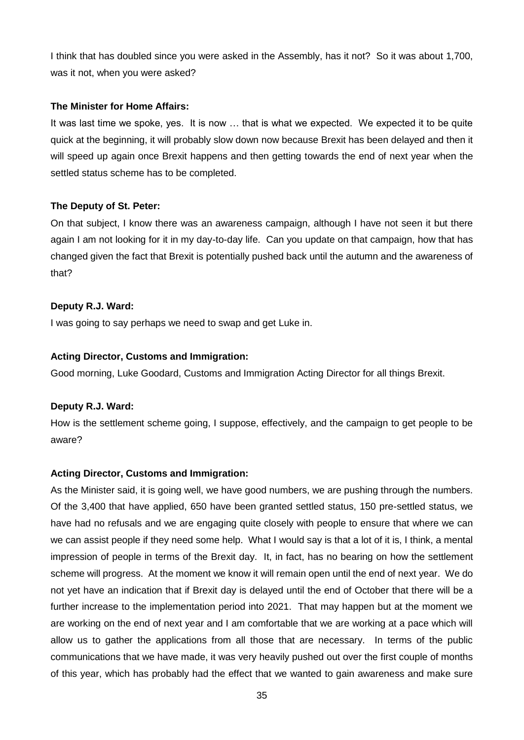I think that has doubled since you were asked in the Assembly, has it not? So it was about 1,700, was it not, when you were asked?

**The Minister for Home Affairs:**

It was last time we spoke, yes. It is now … that is what we expected. We expected it to be quite quick at the beginning, it will probably slow down now because Brexit has been delayed and then it will speed up again once Brexit happens and then getting towards the end of next year when the settled status scheme has to be completed.

**The Deputy of St. Peter:**

On that subject, I know there was an awareness campaign, although I have not seen it but there again I am not looking for it in my day-to-day life. Can you update on that campaign, how that has changed given the fact that Brexit is potentially pushed back until the autumn and the awareness of that?

**Deputy R.J. Ward:**

I was going to say perhaps we need to swap and get Luke in.

**Acting Director, Customs and Immigration:**

Good morning, Luke Goodard, Customs and Immigration Acting Director for all things Brexit.

**Deputy R.J. Ward:**

How is the settlement scheme going, I suppose, effectively, and the campaign to get people to be aware?

**Acting Director, Customs and Immigration:**

As the Minister said, it is going well, we have good numbers, we are pushing through the numbers. Of the 3,400 that have applied, 650 have been granted settled status, 150 pre-settled status, we have had no refusals and we are engaging quite closely with people to ensure that where we can we can assist people if they need some help. What I would say is that a lot of it is, I think, a mental impression of people in terms of the Brexit day. It, in fact, has no bearing on how the settlement scheme will progress. At the moment we know it will remain open until the end of next year. We do not yet have an indication that if Brexit day is delayed until the end of October that there will be a further increase to the implementation period into 2021. That may happen but at the moment we are working on the end of next year and I am comfortable that we are working at a pace which will allow us to gather the applications from all those that are necessary. In terms of the public communications that we have made, it was very heavily pushed out over the first couple of months of this year, which has probably had the effect that we wanted to gain awareness and make sure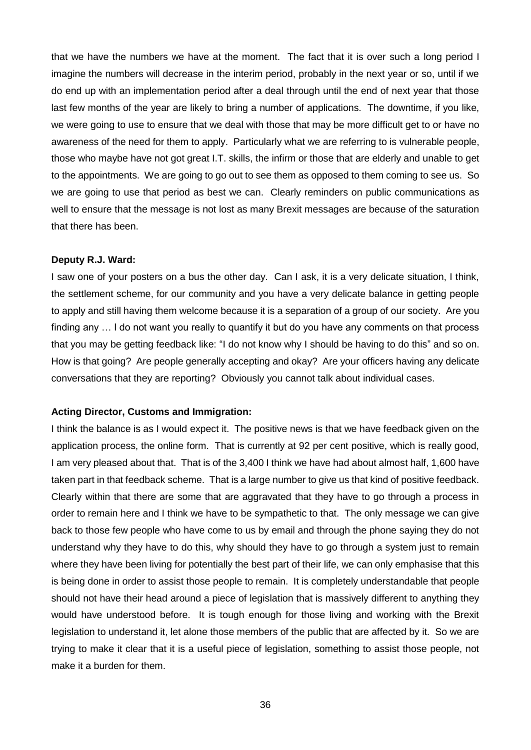that we have the numbers we have at the moment. The fact that it is over such a long period I imagine the numbers will decrease in the interim period, probably in the next year or so, until if we do end up with an implementation period after a deal through until the end of next year that those last few months of the year are likely to bring a number of applications. The downtime, if you like, we were going to use to ensure that we deal with those that may be more difficult get to or have no awareness of the need for them to apply. Particularly what we are referring to is vulnerable people, those who maybe have not got great I.T. skills, the infirm or those that are elderly and unable to get to the appointments. We are going to go out to see them as opposed to them coming to see us. So we are going to use that period as best we can. Clearly reminders on public communications as well to ensure that the message is not lost as many Brexit messages are because of the saturation that there has been.

**Deputy R.J. Ward:**

I saw one of your posters on a bus the other day. Can I ask, it is a very delicate situation, I think, the settlement scheme, for our community and you have a very delicate balance in getting people to apply and still having them welcome because it is a separation of a group of our society. Are you finding any … I do not want you really to quantify it but do you have any comments on that process that you may be getting feedback like: "I do not know why I should be having to do this" and so on. How is that going? Are people generally accepting and okay? Are your officers having any delicate conversations that they are reporting? Obviously you cannot talk about individual cases.

**Acting Director, Customs and Immigration:**

I think the balance is as I would expect it. The positive news is that we have feedback given on the application process, the online form. That is currently at 92 per cent positive, which is really good, I am very pleased about that. That is of the 3,400 I think we have had about almost half, 1,600 have taken part in that feedback scheme. That is a large number to give us that kind of positive feedback. Clearly within that there are some that are aggravated that they have to go through a process in order to remain here and I think we have to be sympathetic to that. The only message we can give back to those few people who have come to us by email and through the phone saying they do not understand why they have to do this, why should they have to go through a system just to remain where they have been living for potentially the best part of their life, we can only emphasise that this is being done in order to assist those people to remain. It is completely understandable that people should not have their head around a piece of legislation that is massively different to anything they would have understood before. It is tough enough for those living and working with the Brexit legislation to understand it, let alone those members of the public that are affected by it. So we are trying to make it clear that it is a useful piece of legislation, something to assist those people, not make it a burden for them.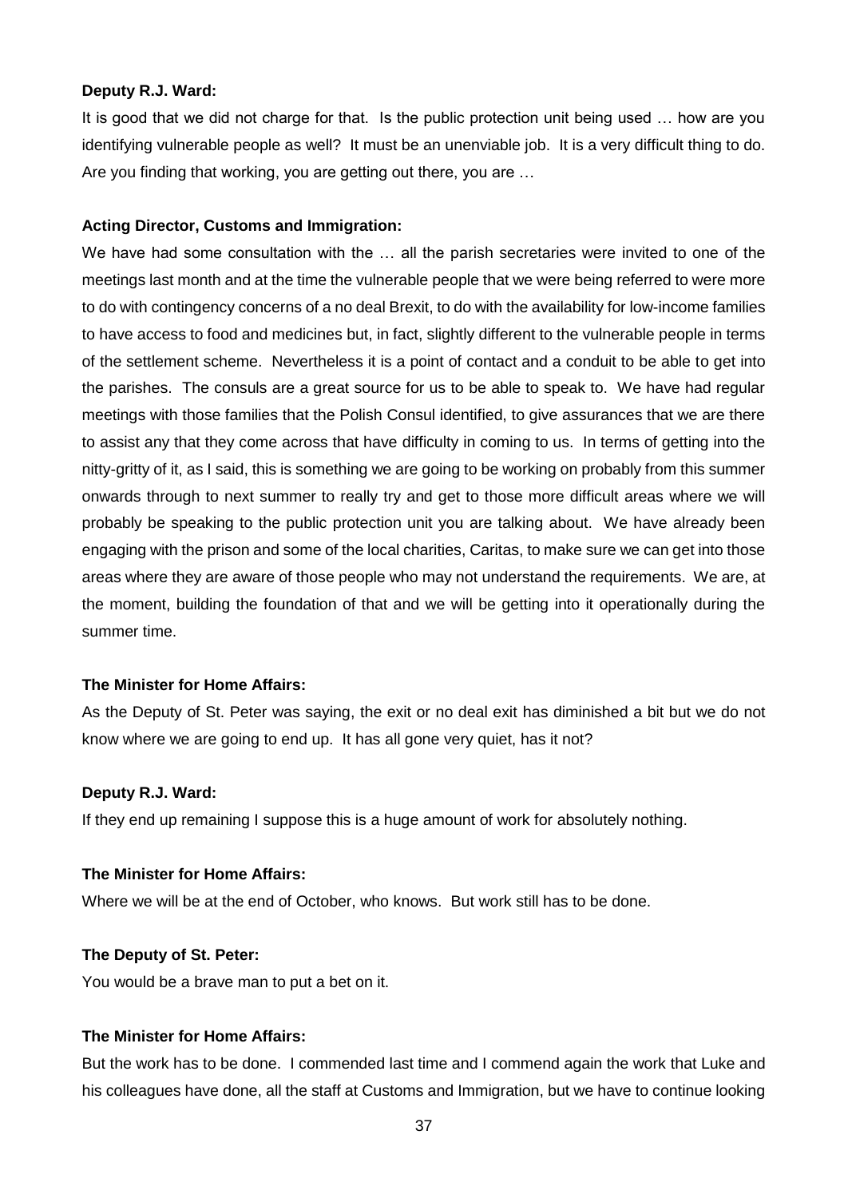**Deputy R.J. Ward:**

It is good that we did not charge for that. Is the public protection unit being used … how are you identifying vulnerable people as well? It must be an unenviable job. It is a very difficult thing to do. Are you finding that working, you are getting out there, you are …

**Acting Director, Customs and Immigration:**

We have had some consultation with the … all the parish secretaries were invited to one of the meetings last month and at the time the vulnerable people that we were being referred to were more to do with contingency concerns of a no deal Brexit, to do with the availability for low-income families to have access to food and medicines but, in fact, slightly different to the vulnerable people in terms of the settlement scheme. Nevertheless it is a point of contact and a conduit to be able to get into the parishes. The consuls are a great source for us to be able to speak to. We have had regular meetings with those families that the Polish Consul identified, to give assurances that we are there to assist any that they come across that have difficulty in coming to us. In terms of getting into the nitty-gritty of it, as I said, this is something we are going to be working on probably from this summer onwards through to next summer to really try and get to those more difficult areas where we will probably be speaking to the public protection unit you are talking about. We have already been engaging with the prison and some of the local charities, Caritas, to make sure we can get into those areas where they are aware of those people who may not understand the requirements. We are, at the moment, building the foundation of that and we will be getting into it operationally during the summer time.

**The Minister for Home Affairs:**

As the Deputy of St. Peter was saying, the exit or no deal exit has diminished a bit but we do not know where we are going to end up. It has all gone very quiet, has it not?

**Deputy R.J. Ward:**

If they end up remaining I suppose this is a huge amount of work for absolutely nothing.

**The Minister for Home Affairs:**

Where we will be at the end of October, who knows. But work still has to be done.

**The Deputy of St. Peter:**

You would be a brave man to put a bet on it.

**The Minister for Home Affairs:**

But the work has to be done. I commended last time and I commend again the work that Luke and his colleagues have done, all the staff at Customs and Immigration, but we have to continue looking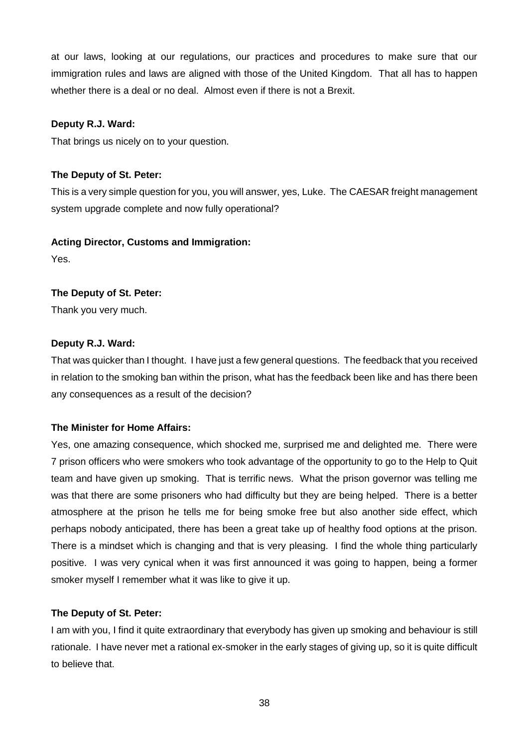at our laws, looking at our regulations, our practices and procedures to make sure that our immigration rules and laws are aligned with those of the United Kingdom. That all has to happen whether there is a deal or no deal. Almost even if there is not a Brexit.

**Deputy R.J. Ward:**

That brings us nicely on to your question.

**The Deputy of St. Peter:**

This is a very simple question for you, you will answer, yes, Luke. The CAESAR freight management system upgrade complete and now fully operational?

**Acting Director, Customs and Immigration:**

Yes.

**The Deputy of St. Peter:**

Thank you very much.

**Deputy R.J. Ward:**

That was quicker than I thought. I have just a few general questions. The feedback that you received in relation to the smoking ban within the prison, what has the feedback been like and has there been any consequences as a result of the decision?

**The Minister for Home Affairs:**

Yes, one amazing consequence, which shocked me, surprised me and delighted me. There were 7 prison officers who were smokers who took advantage of the opportunity to go to the Help to Quit team and have given up smoking. That is terrific news. What the prison governor was telling me was that there are some prisoners who had difficulty but they are being helped. There is a better atmosphere at the prison he tells me for being smoke free but also another side effect, which perhaps nobody anticipated, there has been a great take up of healthy food options at the prison. There is a mindset which is changing and that is very pleasing. I find the whole thing particularly positive. I was very cynical when it was first announced it was going to happen, being a former smoker myself I remember what it was like to give it up.

**The Deputy of St. Peter:**

I am with you, I find it quite extraordinary that everybody has given up smoking and behaviour is still rationale. I have never met a rational ex-smoker in the early stages of giving up, so it is quite difficult to believe that.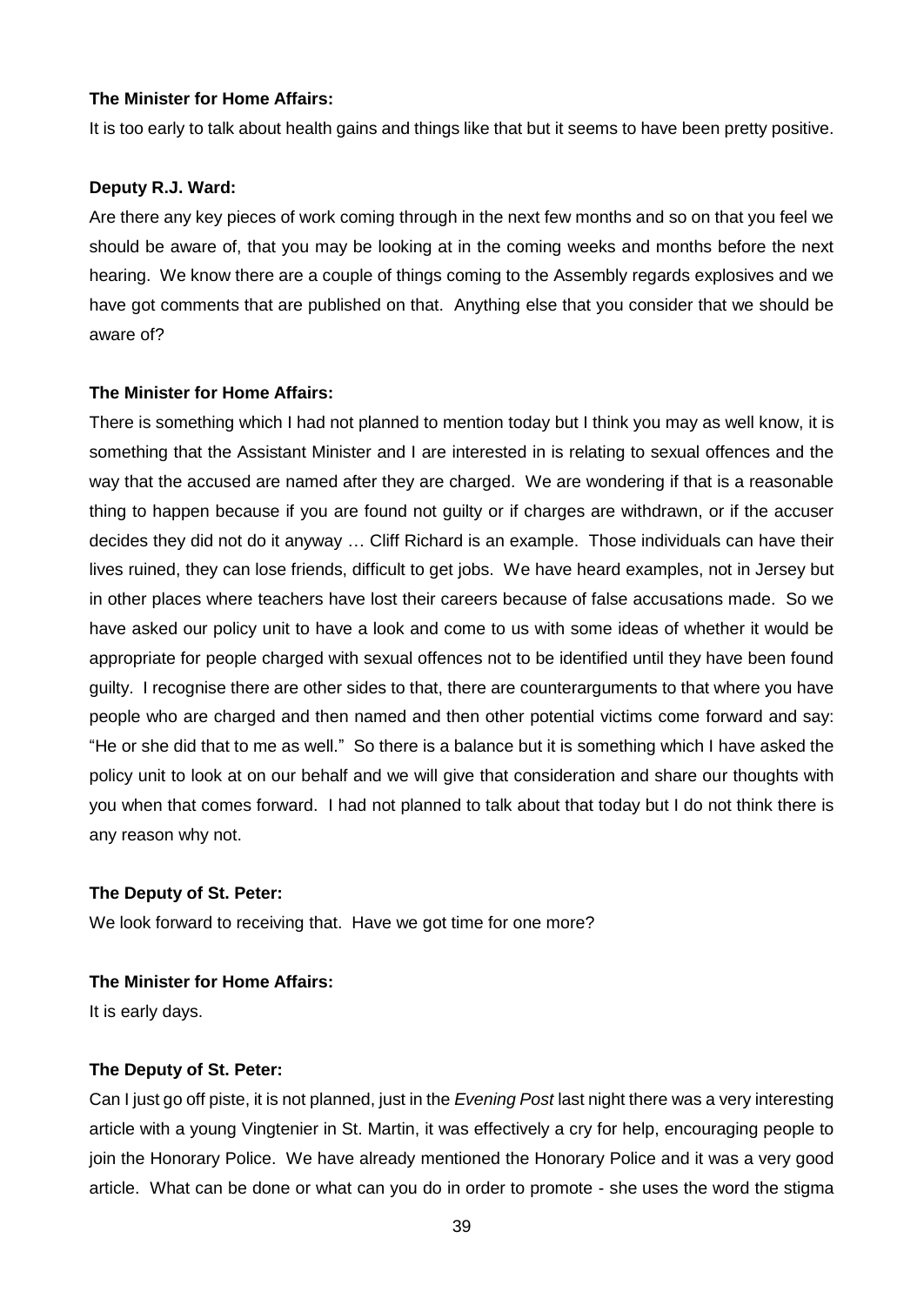**The Minister for Home Affairs:**

It is too early to talk about health gains and things like that but it seems to have been pretty positive.

**Deputy R.J. Ward:**

Are there any key pieces of work coming through in the next few months and so on that you feel we should be aware of, that you may be looking at in the coming weeks and months before the next hearing. We know there are a couple of things coming to the Assembly regards explosives and we have got comments that are published on that. Anything else that you consider that we should be aware of?

**The Minister for Home Affairs:**

There is something which I had not planned to mention today but I think you may as well know, it is something that the Assistant Minister and I are interested in is relating to sexual offences and the way that the accused are named after they are charged. We are wondering if that is a reasonable thing to happen because if you are found not guilty or if charges are withdrawn, or if the accuser decides they did not do it anyway … Cliff Richard is an example. Those individuals can have their lives ruined, they can lose friends, difficult to get jobs. We have heard examples, not in Jersey but in other places where teachers have lost their careers because of false accusations made. So we have asked our policy unit to have a look and come to us with some ideas of whether it would be appropriate for people charged with sexual offences not to be identified until they have been found guilty. I recognise there are other sides to that, there are counterarguments to that where you have people who are charged and then named and then other potential victims come forward and say: "He or she did that to me as well." So there is a balance but it is something which I have asked the policy unit to look at on our behalf and we will give that consideration and share our thoughts with you when that comes forward. I had not planned to talk about that today but I do not think there is any reason why not.

**The Deputy of St. Peter:**

We look forward to receiving that. Have we got time for one more?

**The Minister for Home Affairs:**

It is early days.

**The Deputy of St. Peter:**

Can I just go off piste, it is not planned, just in the *Evening Post* last night there was a very interesting article with a young Vingtenier in St. Martin, it was effectively a cry for help, encouraging people to join the Honorary Police. We have already mentioned the Honorary Police and it was a very good article. What can be done or what can you do in order to promote - she uses the word the stigma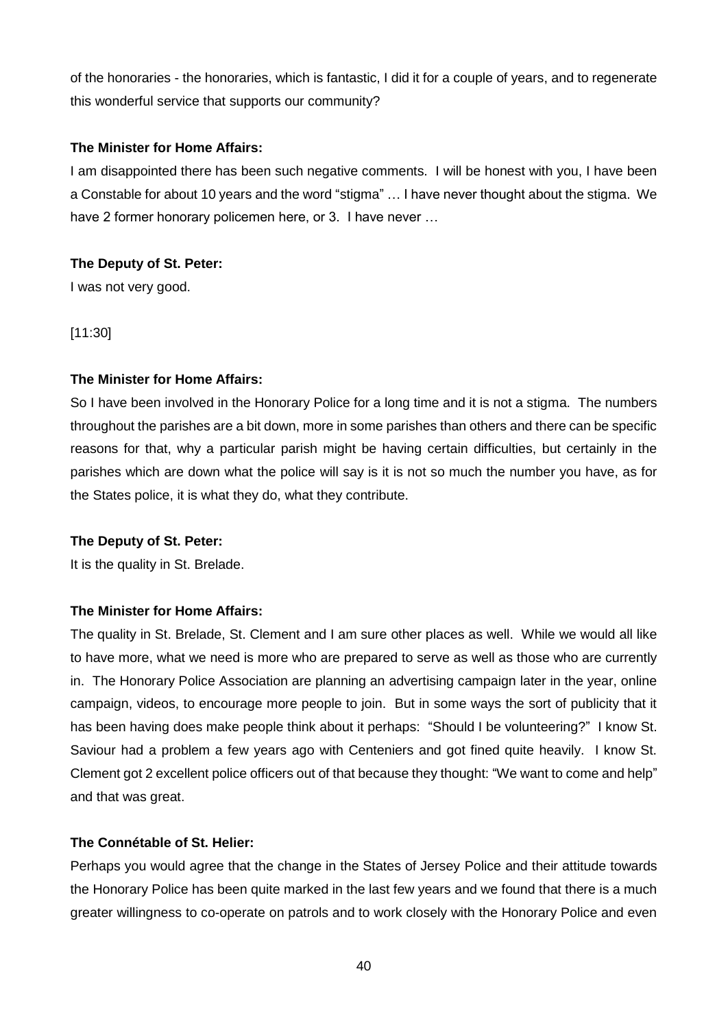of the honoraries - the honoraries, which is fantastic, I did it for a couple of years, and to regenerate this wonderful service that supports our community?

**The Minister for Home Affairs:**

I am disappointed there has been such negative comments. I will be honest with you, I have been a Constable for about 10 years and the word "stigma" … I have never thought about the stigma. We have 2 former honorary policemen here, or 3. I have never …

**The Deputy of St. Peter:**

I was not very good.

[11:30]

**The Minister for Home Affairs:**

So I have been involved in the Honorary Police for a long time and it is not a stigma. The numbers throughout the parishes are a bit down, more in some parishes than others and there can be specific reasons for that, why a particular parish might be having certain difficulties, but certainly in the parishes which are down what the police will say is it is not so much the number you have, as for the States police, it is what they do, what they contribute.

**The Deputy of St. Peter:**

It is the quality in St. Brelade.

**The Minister for Home Affairs:**

The quality in St. Brelade, St. Clement and I am sure other places as well. While we would all like to have more, what we need is more who are prepared to serve as well as those who are currently in. The Honorary Police Association are planning an advertising campaign later in the year, online campaign, videos, to encourage more people to join. But in some ways the sort of publicity that it has been having does make people think about it perhaps: "Should I be volunteering?" I know St. Saviour had a problem a few years ago with Centeniers and got fined quite heavily. I know St. Clement got 2 excellent police officers out of that because they thought: "We want to come and help" and that was great.

**The Connétable of St. Helier:**

Perhaps you would agree that the change in the States of Jersey Police and their attitude towards the Honorary Police has been quite marked in the last few years and we found that there is a much greater willingness to co-operate on patrols and to work closely with the Honorary Police and even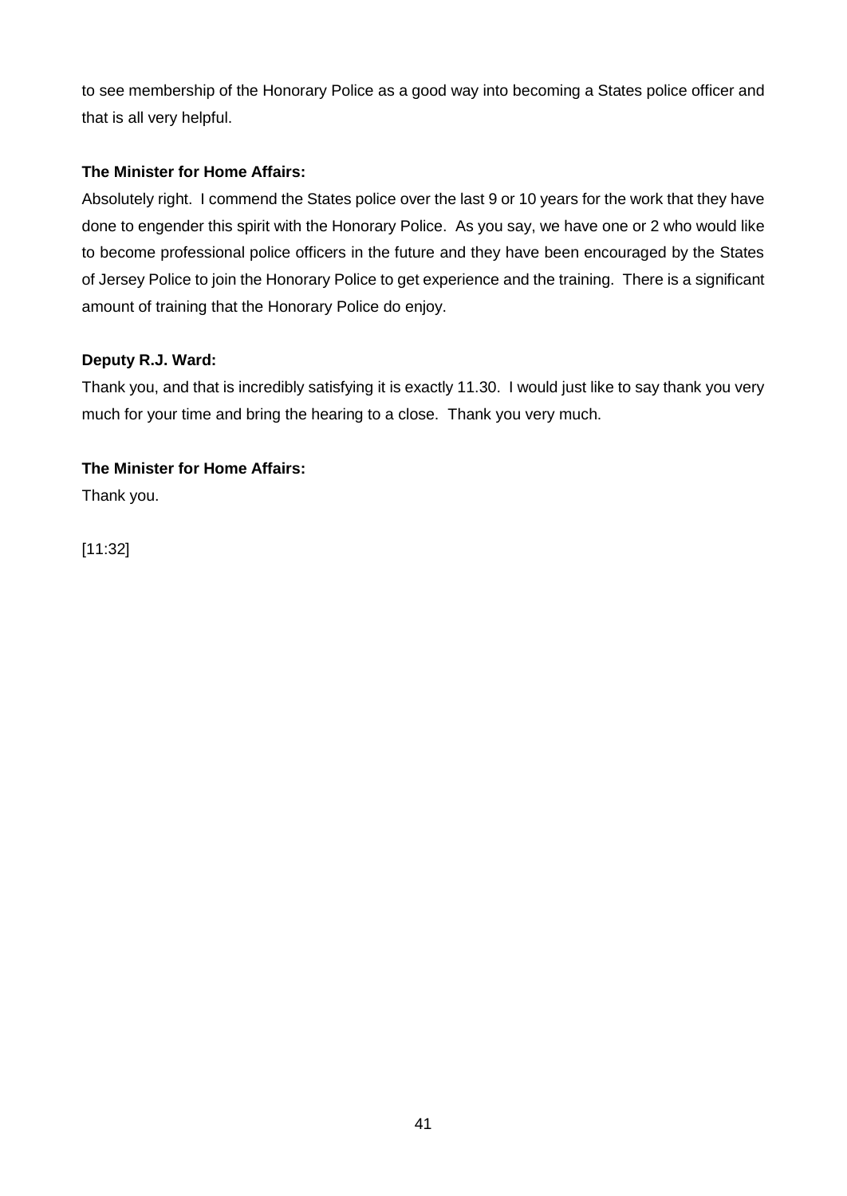to see membership of the Honorary Police as a good way into becoming a States police officer and that is all very helpful.

**The Minister for Home Affairs:**

Absolutely right. I commend the States police over the last 9 or 10 years for the work that they have done to engender this spirit with the Honorary Police. As you say, we have one or 2 who would like to become professional police officers in the future and they have been encouraged by the States of Jersey Police to join the Honorary Police to get experience and the training. There is a significant amount of training that the Honorary Police do enjoy.

**Deputy R.J. Ward:**

Thank you, and that is incredibly satisfying it is exactly 11.30. I would just like to say thank you very much for your time and bring the hearing to a close. Thank you very much.

**The Minister for Home Affairs:**

Thank you.

[11:32]